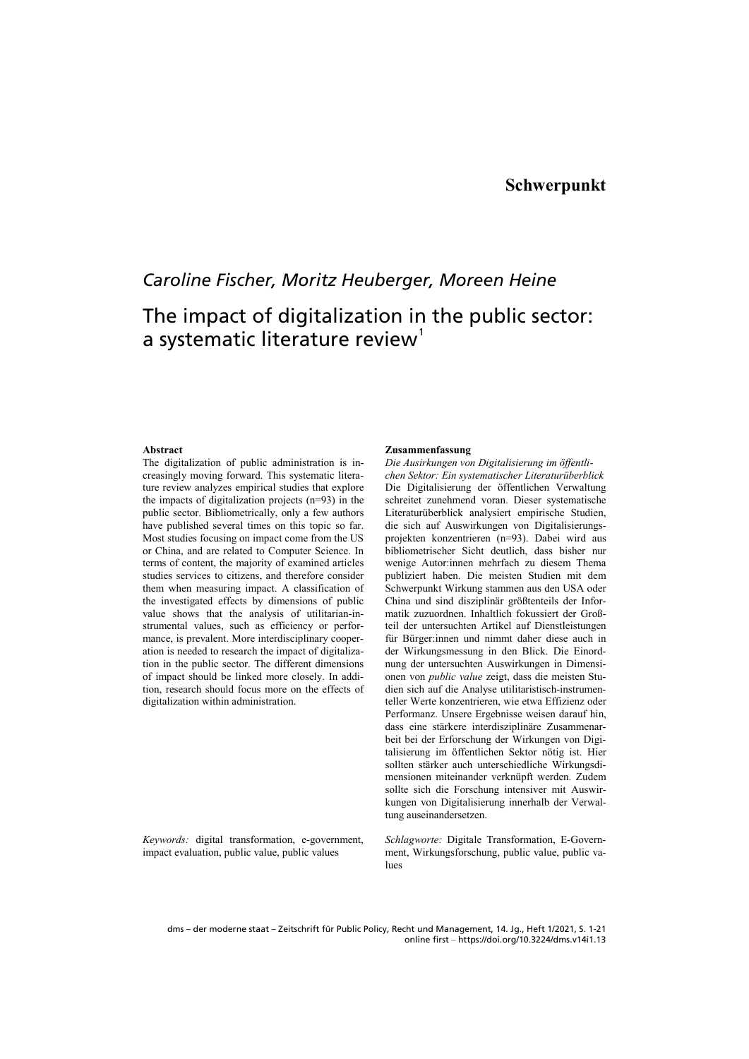**Schwerpunkt**

*Caroline Fischer, Moritz Heuberger, Moreen Heine*

# The impact of digitalization in the public sector: a systematic literature review[1]

**Abstract**

The digitalization of public administration is increasingly moving forward. This systematic literature review analyzes empirical studies that explore the impacts of digitalization projects (n=93) in the public sector. Bibliometrically, only a few authors have published several times on this topic so far. Most studies focusing on impact come from the US or China, and are related to Computer Science. In terms of content, the majority of examined articles studies services to citizens, and therefore consider them when measuring impact. A classification of the investigated effects by dimensions of public value shows that the analysis of utilitarian-instrumental values, such as efficiency or performance, is prevalent. More interdisciplinary cooperation is needed to research the impact of digitalization in the public sector. The different dimensions of impact should be linked more closely. In addition, research should focus more on the effects of digitalization within administration.

*Keywords:* digital transformation, e-government, impact evaluation, public value, public values

**Zusammenfassung**

*Die Ausirkungen von Digitalisierung im öffentlichen Sektor: Ein systematischer Literaturüberblick*

Die Digitalisierung der öffentlichen Verwaltung schreitet zunehmend voran. Dieser systematische Literaturüberblick analysiert empirische Studien, die sich auf Auswirkungen von Digitalisierungsprojekten konzentrieren (n=93). Dabei wird aus bibliometrischer Sicht deutlich, dass bisher nur wenige Autor:innen mehrfach zu diesem Thema publiziert haben. Die meisten Studien mit dem Schwerpunkt Wirkung stammen aus den USA oder China und sind disziplinär größtenteils der Informatik zuzuordnen. Inhaltlich fokussiert der Großteil der untersuchten Artikel auf Dienstleistungen für Bürger:innen und nimmt daher diese auch in der Wirkungsmessung in den Blick. Die Einordnung der untersuchten Auswirkungen in Dimensionen von *public value* zeigt, dass die meisten Studien sich auf die Analyse utilitaristisch-instrumenteller Werte konzentrieren, wie etwa Effizienz oder Performanz. Unsere Ergebnisse weisen darauf hin, dass eine stärkere interdisziplinäre Zusammenarbeit bei der Erforschung der Wirkungen von Digitalisierung im öffentlichen Sektor nötig ist. Hier sollten stärker auch unterschiedliche Wirkungsdimensionen miteinander verknüpft werden. Zudem sollte sich die Forschung intensiver mit Auswirkungen von Digitalisierung innerhalb der Verwaltung auseinandersetzen.

*Schlagworte:* Digitale Transformation, E-Government, Wirkungsforschung, public value, public values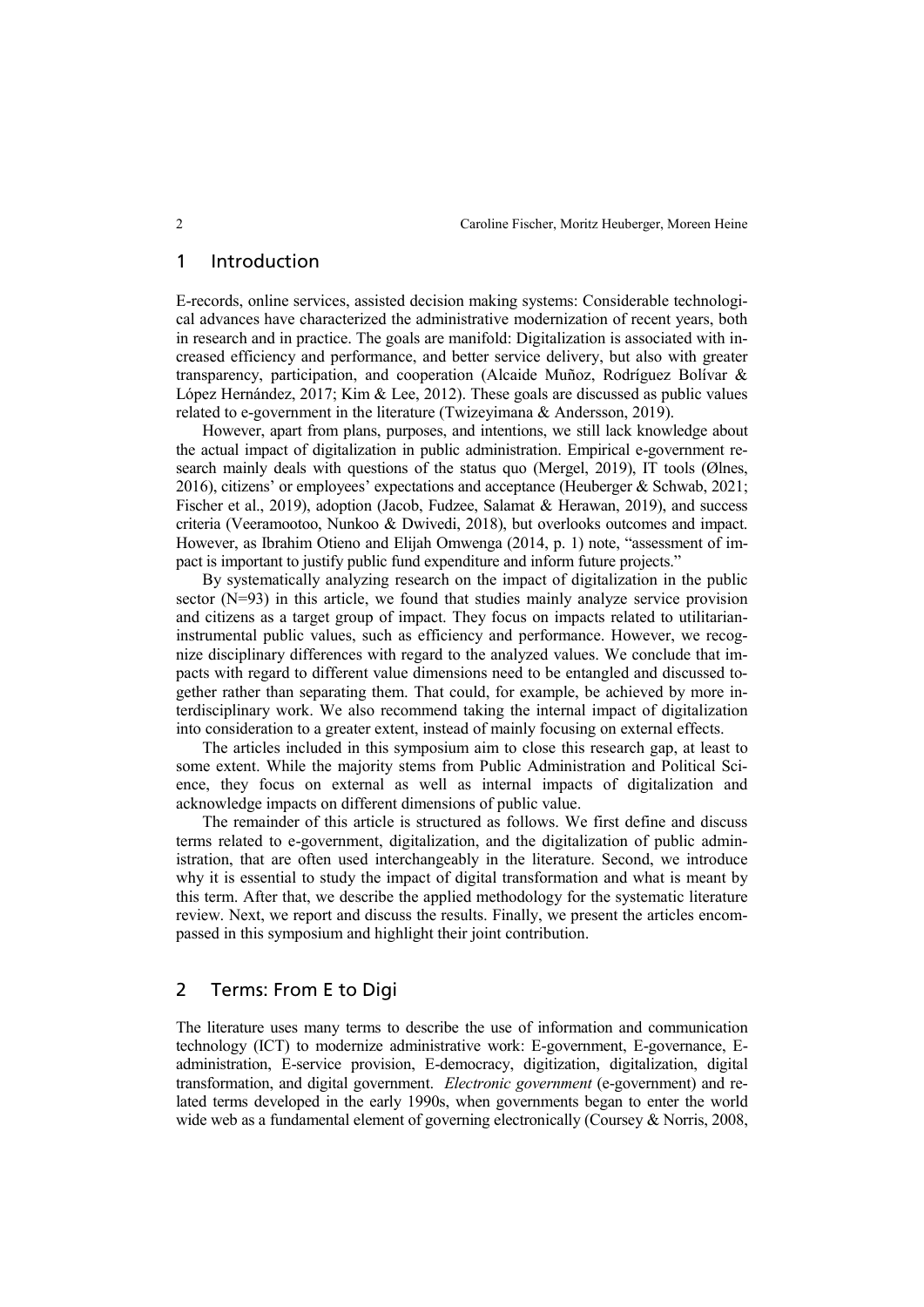## 1 Introduction

E-records, online services, assisted decision making systems: Considerable technological advances have characterized the administrative modernization of recent years, both in research and in practice. The goals are manifold: Digitalization is associated with increased efficiency and performance, and better service delivery, but also with greater transparency, participation, and cooperation (Alcaide Muñoz, Rodríguez Bolívar & López Hernández, 2017; Kim & Lee, 2012). These goals are discussed as public values related to e-government in the literature (Twizeyimana & Andersson, 2019).

However, apart from plans, purposes, and intentions, we still lack knowledge about the actual impact of digitalization in public administration. Empirical e-government research mainly deals with questions of the status quo (Mergel, 2019), IT tools (Ølnes, 2016), citizens' or employees' expectations and acceptance (Heuberger & Schwab, 2021; Fischer et al., 2019), adoption (Jacob, Fudzee, Salamat & Herawan, 2019), and success criteria (Veeramootoo, Nunkoo & Dwivedi, 2018), but overlooks outcomes and impact. However, as Ibrahim Otieno and Elijah Omwenga (2014, p. 1) note, "assessment of impact is important to justify public fund expenditure and inform future projects."

By systematically analyzing research on the impact of digitalization in the public sector (N=93) in this article, we found that studies mainly analyze service provision and citizens as a target group of impact. They focus on impacts related to utilitarian-instrumental public values, such as efficiency and performance. However, we recognize disciplinary differences with regard to the analyzed values. We conclude that impacts with regard to different value dimensions need to be entangled and discussed together rather than separating them. That could, for example, be achieved by more interdisciplinary work. We also recommend taking the internal impact of digitalization into consideration to a greater extent, instead of mainly focusing on external effects.

The articles included in this symposium aim to close this research gap, at least to some extent. While the majority stems from Public Administration and Political Science, they focus on external as well as internal impacts of digitalization and acknowledge impacts on different dimensions of public value.

The remainder of this article is structured as follows. We first define and discuss terms related to e-government, digitalization, and the digitalization of public administration, that are often used interchangeably in the literature. Second, we introduce why it is essential to study the impact of digital transformation and what is meant by this term. After that, we describe the applied methodology for the systematic literature review. Next, we report and discuss the results. Finally, we present the articles encompassed in this symposium and highlight their joint contribution.

## 2 Terms: From E to Digi

The literature uses many terms to describe the use of information and communication technology (ICT) to modernize administrative work: E-government, E-governance, E-administration, E-service provision, E-democracy, digitization, digitalization, digital transformation, and digital government. *Electronic government* (e-government) and related terms developed in the early 1990s, when governments began to enter the world wide web as a fundamental element of governing electronically (Coursey & Norris, 2008,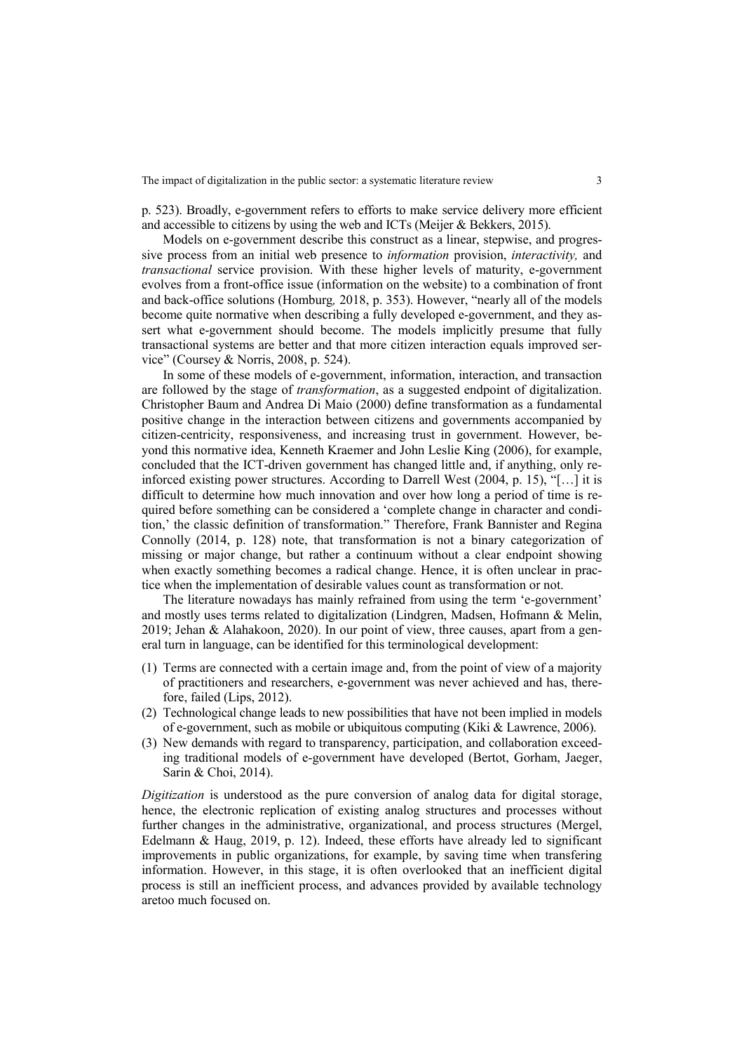p. 523). Broadly, e-government refers to efforts to make service delivery more efficient and accessible to citizens by using the web and ICTs (Meijer & Bekkers, 2015).

Models on e-government describe this construct as a linear, stepwise, and progressive process from an initial web presence to *information* provision, *interactivity,* and *transactional* service provision. With these higher levels of maturity, e-government evolves from a front-office issue (information on the website) to a combination of front and back-office solutions (Homburg*,* 2018, p. 353). However, "nearly all of the models become quite normative when describing a fully developed e-government, and they assert what e-government should become. The models implicitly presume that fully transactional systems are better and that more citizen interaction equals improved service" (Coursey & Norris, 2008, p. 524).

In some of these models of e-government, information, interaction, and transaction are followed by the stage of *transformation*, as a suggested endpoint of digitalization. Christopher Baum and Andrea Di Maio (2000) define transformation as a fundamental positive change in the interaction between citizens and governments accompanied by citizen-centricity, responsiveness, and increasing trust in government. However, beyond this normative idea, Kenneth Kraemer and John Leslie King (2006), for example, concluded that the ICT-driven government has changed little and, if anything, only reinforced existing power structures. According to Darrell West (2004, p. 15), "[…] it is difficult to determine how much innovation and over how long a period of time is required before something can be considered a 'complete change in character and condition,' the classic definition of transformation." Therefore, Frank Bannister and Regina Connolly (2014, p. 128) note, that transformation is not a binary categorization of missing or major change, but rather a continuum without a clear endpoint showing when exactly something becomes a radical change. Hence, it is often unclear in practice when the implementation of desirable values count as transformation or not.

The literature nowadays has mainly refrained from using the term 'e-government' and mostly uses terms related to digitalization (Lindgren, Madsen, Hofmann & Melin, 2019; Jehan & Alahakoon, 2020). In our point of view, three causes, apart from a general turn in language, can be identified for this terminological development:

(1) Terms are connected with a certain image and, from the point of view of a majority of practitioners and researchers, e-government was never achieved and has, therefore, failed (Lips, 2012).
(2) Technological change leads to new possibilities that have not been implied in models of e-government, such as mobile or ubiquitous computing (Kiki & Lawrence, 2006).
(3) New demands with regard to transparency, participation, and collaboration exceeding traditional models of e-government have developed (Bertot, Gorham, Jaeger, Sarin & Choi, 2014).

*Digitization* is understood as the pure conversion of analog data for digital storage, hence, the electronic replication of existing analog structures and processes without further changes in the administrative, organizational, and process structures (Mergel, Edelmann & Haug, 2019, p. 12). Indeed, these efforts have already led to significant improvements in public organizations, for example, by saving time when transfering information. However, in this stage, it is often overlooked that an inefficient digital process is still an inefficient process, and advances provided by available technology aretoo much focused on.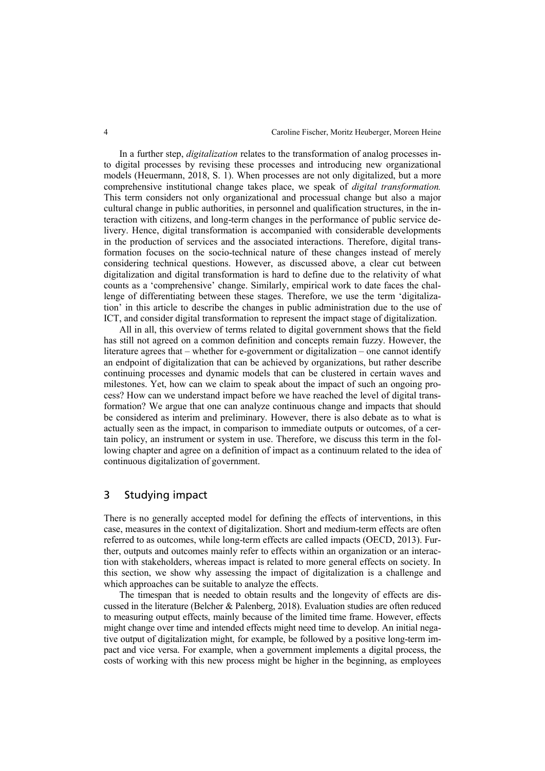In a further step, *digitalization* relates to the transformation of analog processes into digital processes by revising these processes and introducing new organizational models (Heuermann, 2018, S. 1). When processes are not only digitalized, but a more comprehensive institutional change takes place, we speak of *digital transformation.* This term considers not only organizational and processual change but also a major cultural change in public authorities, in personnel and qualification structures, in the interaction with citizens, and long-term changes in the performance of public service delivery. Hence, digital transformation is accompanied with considerable developments in the production of services and the associated interactions. Therefore, digital transformation focuses on the socio-technical nature of these changes instead of merely considering technical questions. However, as discussed above, a clear cut between digitalization and digital transformation is hard to define due to the relativity of what counts as a 'comprehensive' change. Similarly, empirical work to date faces the challenge of differentiating between these stages. Therefore, we use the term 'digitalization' in this article to describe the changes in public administration due to the use of ICT, and consider digital transformation to represent the impact stage of digitalization.

All in all, this overview of terms related to digital government shows that the field has still not agreed on a common definition and concepts remain fuzzy. However, the literature agrees that – whether for e-government or digitalization – one cannot identify an endpoint of digitalization that can be achieved by organizations, but rather describe continuing processes and dynamic models that can be clustered in certain waves and milestones. Yet, how can we claim to speak about the impact of such an ongoing process? How can we understand impact before we have reached the level of digital transformation? We argue that one can analyze continuous change and impacts that should be considered as interim and preliminary. However, there is also debate as to what is actually seen as the impact, in comparison to immediate outputs or outcomes, of a certain policy, an instrument or system in use. Therefore, we discuss this term in the following chapter and agree on a definition of impact as a continuum related to the idea of continuous digitalization of government.

## 3 Studying impact

There is no generally accepted model for defining the effects of interventions, in this case, measures in the context of digitalization. Short and medium-term effects are often referred to as outcomes, while long-term effects are called impacts (OECD, 2013). Further, outputs and outcomes mainly refer to effects within an organization or an interaction with stakeholders, whereas impact is related to more general effects on society. In this section, we show why assessing the impact of digitalization is a challenge and which approaches can be suitable to analyze the effects.

The timespan that is needed to obtain results and the longevity of effects are discussed in the literature (Belcher & Palenberg, 2018). Evaluation studies are often reduced to measuring output effects, mainly because of the limited time frame. However, effects might change over time and intended effects might need time to develop. An initial negative output of digitalization might, for example, be followed by a positive long-term impact and vice versa. For example, when a government implements a digital process, the costs of working with this new process might be higher in the beginning, as employees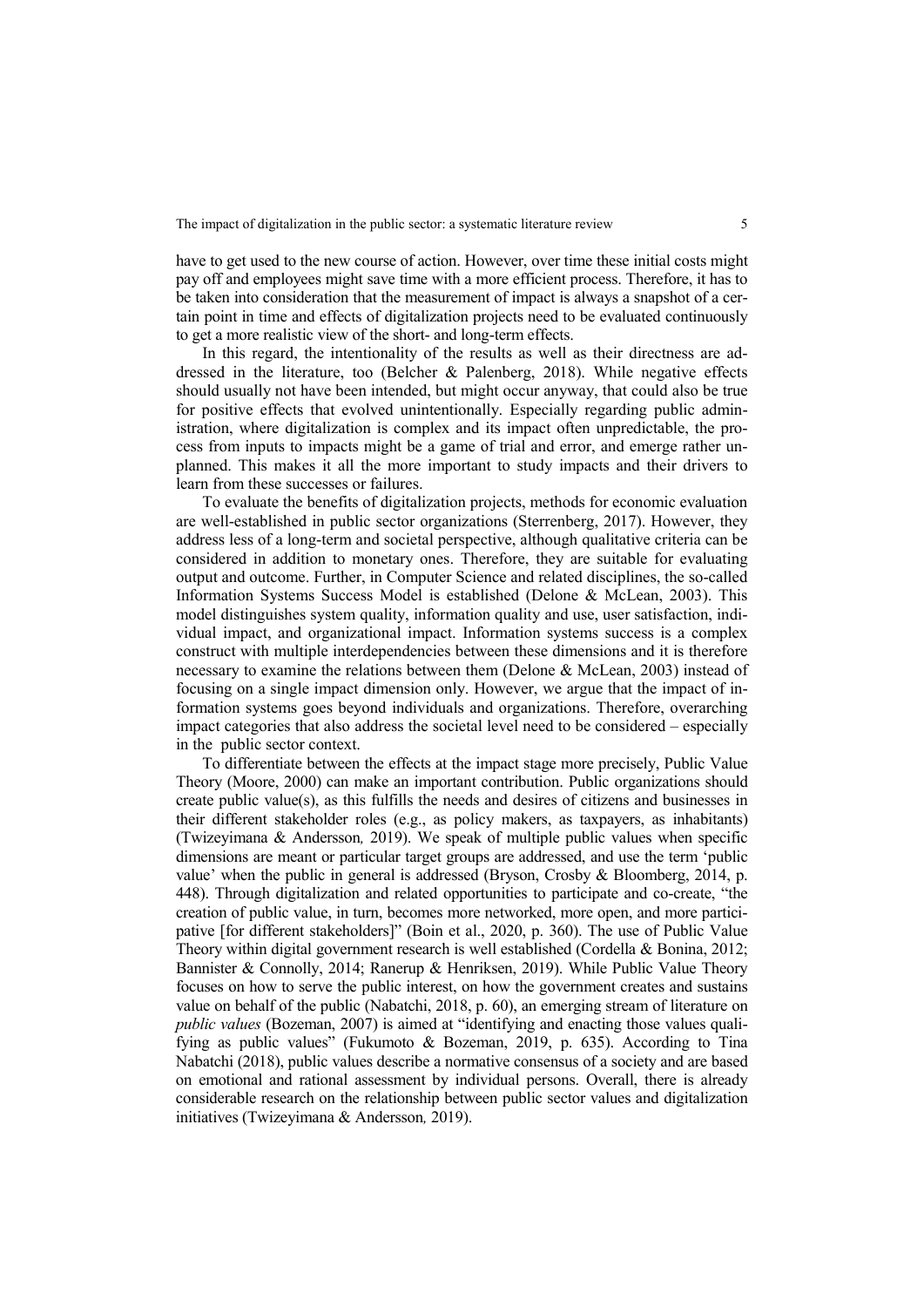have to get used to the new course of action. However, over time these initial costs might pay off and employees might save time with a more efficient process. Therefore, it has to be taken into consideration that the measurement of impact is always a snapshot of a certain point in time and effects of digitalization projects need to be evaluated continuously to get a more realistic view of the short- and long-term effects.

In this regard, the intentionality of the results as well as their directness are addressed in the literature, too (Belcher & Palenberg, 2018). While negative effects should usually not have been intended, but might occur anyway, that could also be true for positive effects that evolved unintentionally. Especially regarding public administration, where digitalization is complex and its impact often unpredictable, the process from inputs to impacts might be a game of trial and error, and emerge rather unplanned. This makes it all the more important to study impacts and their drivers to learn from these successes or failures.

To evaluate the benefits of digitalization projects, methods for economic evaluation are well-established in public sector organizations (Sterrenberg, 2017). However, they address less of a long-term and societal perspective, although qualitative criteria can be considered in addition to monetary ones. Therefore, they are suitable for evaluating output and outcome. Further, in Computer Science and related disciplines, the so-called Information Systems Success Model is established (Delone & McLean, 2003). This model distinguishes system quality, information quality and use, user satisfaction, individual impact, and organizational impact. Information systems success is a complex construct with multiple interdependencies between these dimensions and it is therefore necessary to examine the relations between them (Delone & McLean, 2003) instead of focusing on a single impact dimension only. However, we argue that the impact of information systems goes beyond individuals and organizations. Therefore, overarching impact categories that also address the societal level need to be considered – especially in the public sector context.

To differentiate between the effects at the impact stage more precisely, Public Value Theory (Moore, 2000) can make an important contribution. Public organizations should create public value(s), as this fulfills the needs and desires of citizens and businesses in their different stakeholder roles (e.g., as policy makers, as taxpayers, as inhabitants) (Twizeyimana & Andersson*,* 2019). We speak of multiple public values when specific dimensions are meant or particular target groups are addressed, and use the term 'public value' when the public in general is addressed (Bryson, Crosby & Bloomberg, 2014, p. 448). Through digitalization and related opportunities to participate and co-create, "the creation of public value, in turn, becomes more networked, more open, and more participative [for different stakeholders]" (Boin et al., 2020, p. 360). The use of Public Value Theory within digital government research is well established (Cordella & Bonina, 2012; Bannister & Connolly, 2014; Ranerup & Henriksen, 2019). While Public Value Theory focuses on how to serve the public interest, on how the government creates and sustains value on behalf of the public (Nabatchi, 2018, p. 60), an emerging stream of literature on *public values* (Bozeman, 2007) is aimed at "identifying and enacting those values qualifying as public values" (Fukumoto & Bozeman, 2019, p. 635). According to Tina Nabatchi (2018), public values describe a normative consensus of a society and are based on emotional and rational assessment by individual persons. Overall, there is already considerable research on the relationship between public sector values and digitalization initiatives (Twizeyimana & Andersson*,* 2019).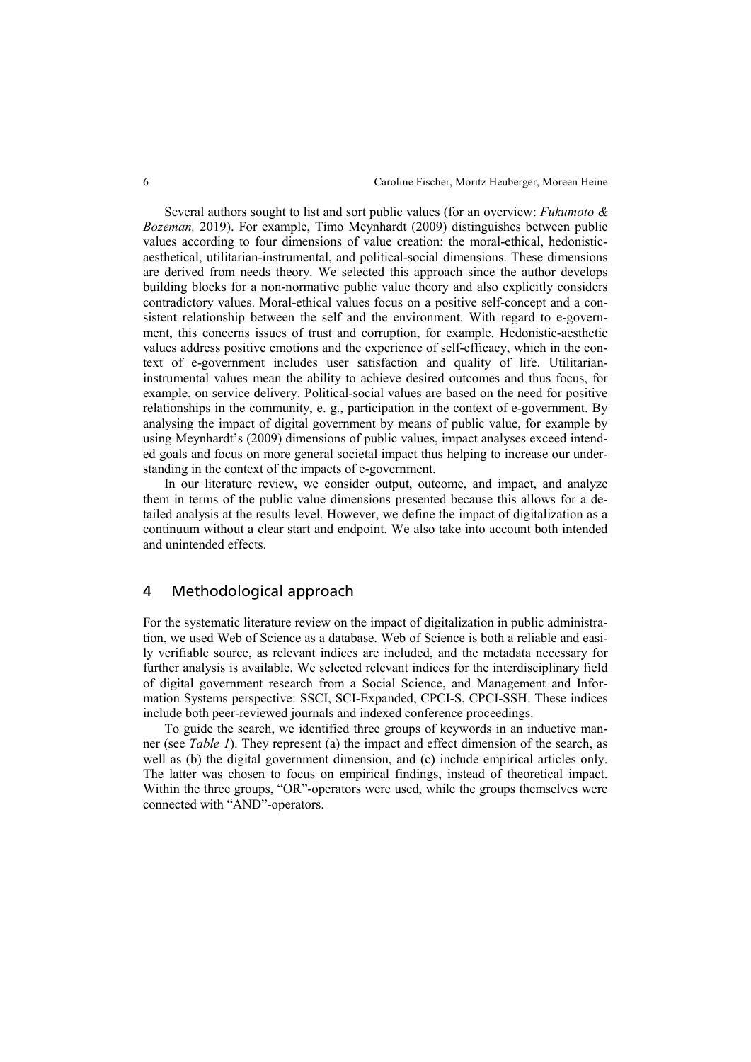Several authors sought to list and sort public values (for an overview: *Fukumoto & Bozeman,* 2019). For example, Timo Meynhardt (2009) distinguishes between public values according to four dimensions of value creation: the moral-ethical, hedonistic-aesthetical, utilitarian-instrumental, and political-social dimensions. These dimensions are derived from needs theory. We selected this approach since the author develops building blocks for a non-normative public value theory and also explicitly considers contradictory values. Moral-ethical values focus on a positive self-concept and a consistent relationship between the self and the environment. With regard to e-government, this concerns issues of trust and corruption, for example. Hedonistic-aesthetic values address positive emotions and the experience of self-efficacy, which in the context of e-government includes user satisfaction and quality of life. Utilitarian-instrumental values mean the ability to achieve desired outcomes and thus focus, for example, on service delivery. Political-social values are based on the need for positive relationships in the community, e. g., participation in the context of e-government. By analysing the impact of digital government by means of public value, for example by using Meynhardt's (2009) dimensions of public values, impact analyses exceed intended goals and focus on more general societal impact thus helping to increase our understanding in the context of the impacts of e-government.

In our literature review, we consider output, outcome, and impact, and analyze them in terms of the public value dimensions presented because this allows for a detailed analysis at the results level. However, we define the impact of digitalization as a continuum without a clear start and endpoint. We also take into account both intended and unintended effects.

## 4 Methodological approach

For the systematic literature review on the impact of digitalization in public administration, we used Web of Science as a database. Web of Science is both a reliable and easily verifiable source, as relevant indices are included, and the metadata necessary for further analysis is available. We selected relevant indices for the interdisciplinary field of digital government research from a Social Science, and Management and Information Systems perspective: SSCI, SCI-Expanded, CPCI-S, CPCI-SSH. These indices include both peer-reviewed journals and indexed conference proceedings.

To guide the search, we identified three groups of keywords in an inductive manner (see *Table 1*). They represent (a) the impact and effect dimension of the search, as well as (b) the digital government dimension, and (c) include empirical articles only. The latter was chosen to focus on empirical findings, instead of theoretical impact. Within the three groups, "OR"-operators were used, while the groups themselves were connected with "AND"-operators.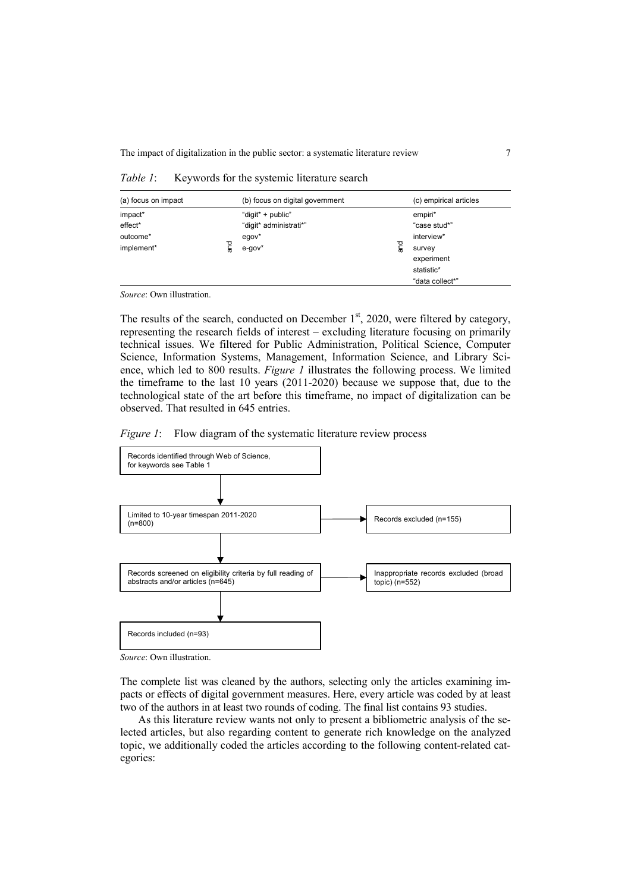*Table 1*: Keywords for the systemic literature search

| (a) focus on impact | | (b) focus on digital government | | (c) empirical articles |
|---|---|---|---|---|
| impact* | | "digit* + public" | | empiri* |
| effect* | | "digit* administrati*" | | "case stud*" |
| outcome* | | egov* | | interview* |
| implement* | and | e-gov* | and | survey |
| | | | | experiment |
| | | | | statistic* |
| | | | | "data collect*" |

*Source*: Own illustration.

The results of the search, conducted on December 1st, 2020, were filtered by category, representing the research fields of interest – excluding literature focusing on primarily technical issues. We filtered for Public Administration, Political Science, Computer Science, Information Systems, Management, Information Science, and Library Science, which led to 800 results. *Figure 1* illustrates the following process. We limited the timeframe to the last 10 years (2011-2020) because we suppose that, due to the technological state of the art before this timeframe, no impact of digitalization can be observed. That resulted in 645 entries.

*Figure 1*: Flow diagram of the systematic literature review process

Records identified through Web of Science, for keywords see Table 1

↓

Limited to 10-year timespan 2011-2020 (n=800) → Records excluded (n=155)

↓

Records screened on eligibility criteria by full reading of abstracts and/or articles (n=645) → Inappropriate records excluded (broad topic) (n=552)

↓

Records included (n=93)

*Source*: Own illustration.

The complete list was cleaned by the authors, selecting only the articles examining impacts or effects of digital government measures. Here, every article was coded by at least two of the authors in at least two rounds of coding. The final list contains 93 studies.

As this literature review wants not only to present a bibliometric analysis of the selected articles, but also regarding content to generate rich knowledge on the analyzed topic, we additionally coded the articles according to the following content-related categories: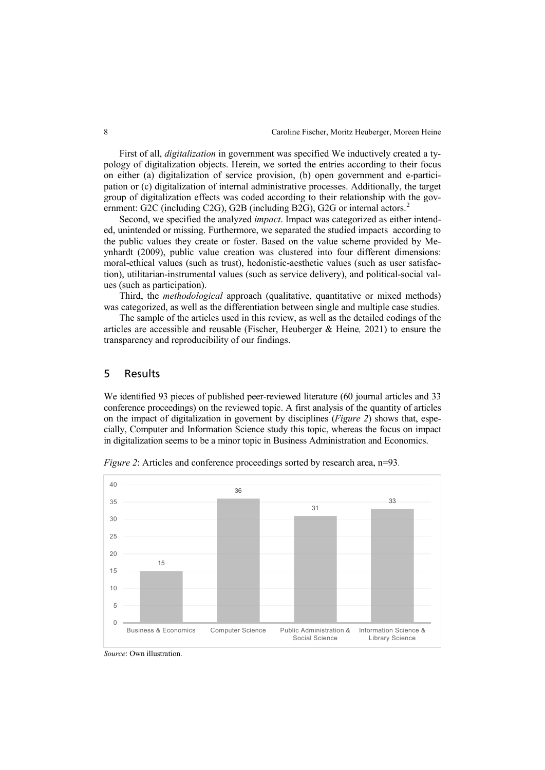First of all, *digitalization* in government was specified We inductively created a typology of digitalization objects. Herein, we sorted the entries according to their focus on either (a) digitalization of service provision, (b) open government and e-participation or (c) digitalization of internal administrative processes. Additionally, the target group of digitalization effects was coded according to their relationship with the government: G2C (including C2G), G2B (including B2G), G2G or internal actors.[2]

Second, we specified the analyzed *impact*. Impact was categorized as either intended, unintended or missing. Furthermore, we separated the studied impacts according to the public values they create or foster. Based on the value scheme provided by Meynhardt (2009), public value creation was clustered into four different dimensions: moral-ethical values (such as trust), hedonistic-aesthetic values (such as user satisfaction), utilitarian-instrumental values (such as service delivery), and political-social values (such as participation).

Third, the *methodological* approach (qualitative, quantitative or mixed methods) was categorized, as well as the differentiation between single and multiple case studies.

The sample of the articles used in this review, as well as the detailed codings of the articles are accessible and reusable (Fischer, Heuberger & Heine*,* 2021) to ensure the transparency and reproducibility of our findings.

## 5 Results

We identified 93 pieces of published peer-reviewed literature (60 journal articles and 33 conference proceedings) on the reviewed topic. A first analysis of the quantity of articles on the impact of digitalization in governent by disciplines (*Figure 2*) shows that, especially, Computer and Information Science study this topic, whereas the focus on impact in digitalization seems to be a minor topic in Business Administration and Economics.

*Figure 2*: Articles and conference proceedings sorted by research area, n=93.

| Research area | Number |
|---|---|
| Business & Economics | 15 |
| Computer Science | 36 |
| Public Administration & Social Science | 31 |
| Information Science & Library Science | 33 |

*Source*: Own illustration.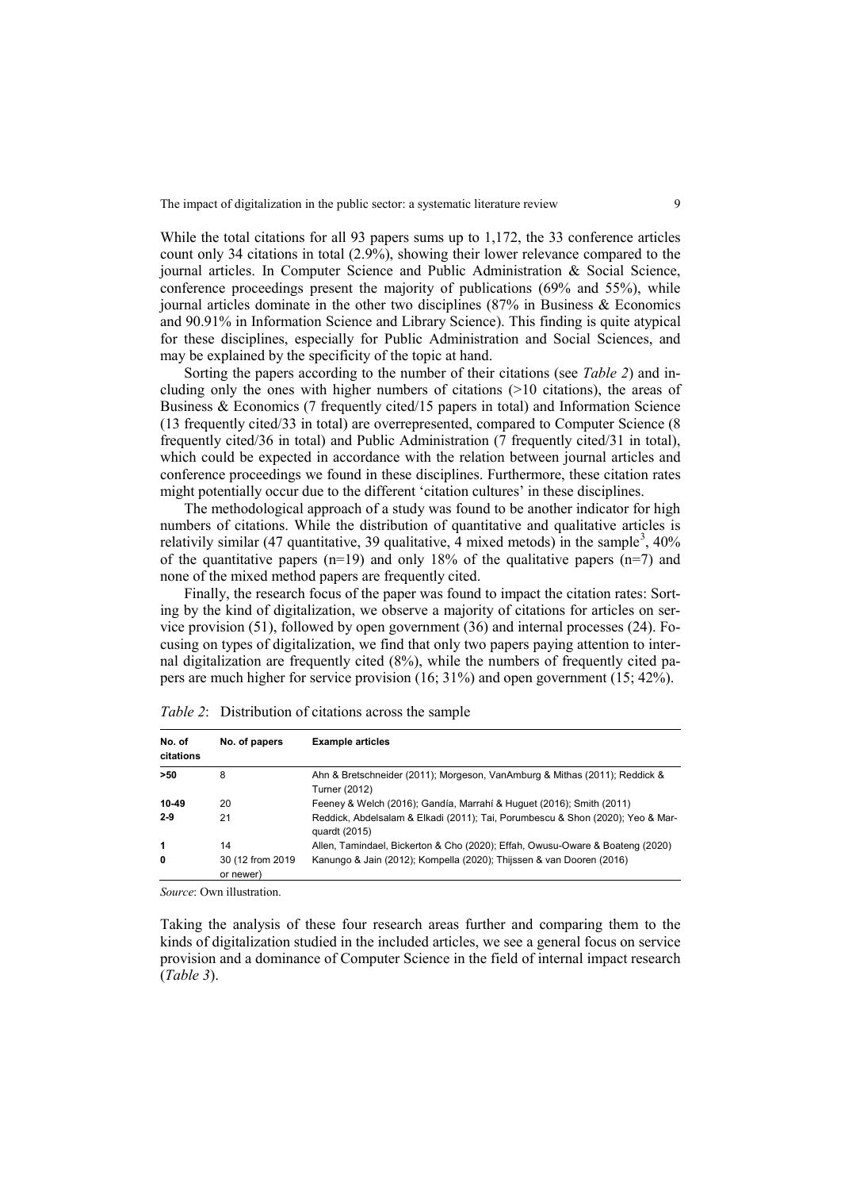While the total citations for all 93 papers sums up to 1,172, the 33 conference articles count only 34 citations in total (2.9%), showing their lower relevance compared to the journal articles. In Computer Science and Public Administration & Social Science, conference proceedings present the majority of publications (69% and 55%), while journal articles dominate in the other two disciplines (87% in Business & Economics and 90.91% in Information Science and Library Science). This finding is quite atypical for these disciplines, especially for Public Administration and Social Sciences, and may be explained by the specificity of the topic at hand.

Sorting the papers according to the number of their citations (see *Table 2*) and including only the ones with higher numbers of citations (>10 citations), the areas of Business & Economics (7 frequently cited/15 papers in total) and Information Science (13 frequently cited/33 in total) are overrepresented, compared to Computer Science (8 frequently cited/36 in total) and Public Administration (7 frequently cited/31 in total), which could be expected in accordance with the relation between journal articles and conference proceedings we found in these disciplines. Furthermore, these citation rates might potentially occur due to the different 'citation cultures' in these disciplines.

The methodological approach of a study was found to be another indicator for high numbers of citations. While the distribution of quantitative and qualitative articles is relativily similar (47 quantitative, 39 qualitative, 4 mixed metods) in the sample[3], 40% of the quantitative papers (n=19) and only 18% of the qualitative papers (n=7) and none of the mixed method papers are frequently cited.

Finally, the research focus of the paper was found to impact the citation rates: Sorting by the kind of digitalization, we observe a majority of citations for articles on service provision (51), followed by open government (36) and internal processes (24). Focusing on types of digitalization, we find that only two papers paying attention to internal digitalization are frequently cited (8%), while the numbers of frequently cited papers are much higher for service provision (16; 31%) and open government (15; 42%).

*Table 2*: Distribution of citations across the sample

| No. of citations | No. of papers | Example articles |
|---|---|---|
| **>50** | 8 | Ahn & Bretschneider (2011); Morgeson, VanAmburg & Mithas (2011); Reddick & Turner (2012) |
| **10-49** | 20 | Feeney & Welch (2016); Gandía, Marrahí & Huguet (2016); Smith (2011) |
| **2-9** | 21 | Reddick, Abdelsalam & Elkadi (2011); Tai, Porumbescu & Shon (2020); Yeo & Marquardt (2015) |
| **1** | 14 | Allen, Tamindael, Bickerton & Cho (2020); Effah, Owusu-Oware & Boateng (2020) |
| **0** | 30 (12 from 2019 or newer) | Kanungo & Jain (2012); Kompella (2020); Thijssen & van Dooren (2016) |

*Source*: Own illustration.

Taking the analysis of these four research areas further and comparing them to the kinds of digitalization studied in the included articles, we see a general focus on service provision and a dominance of Computer Science in the field of internal impact research (*Table 3*).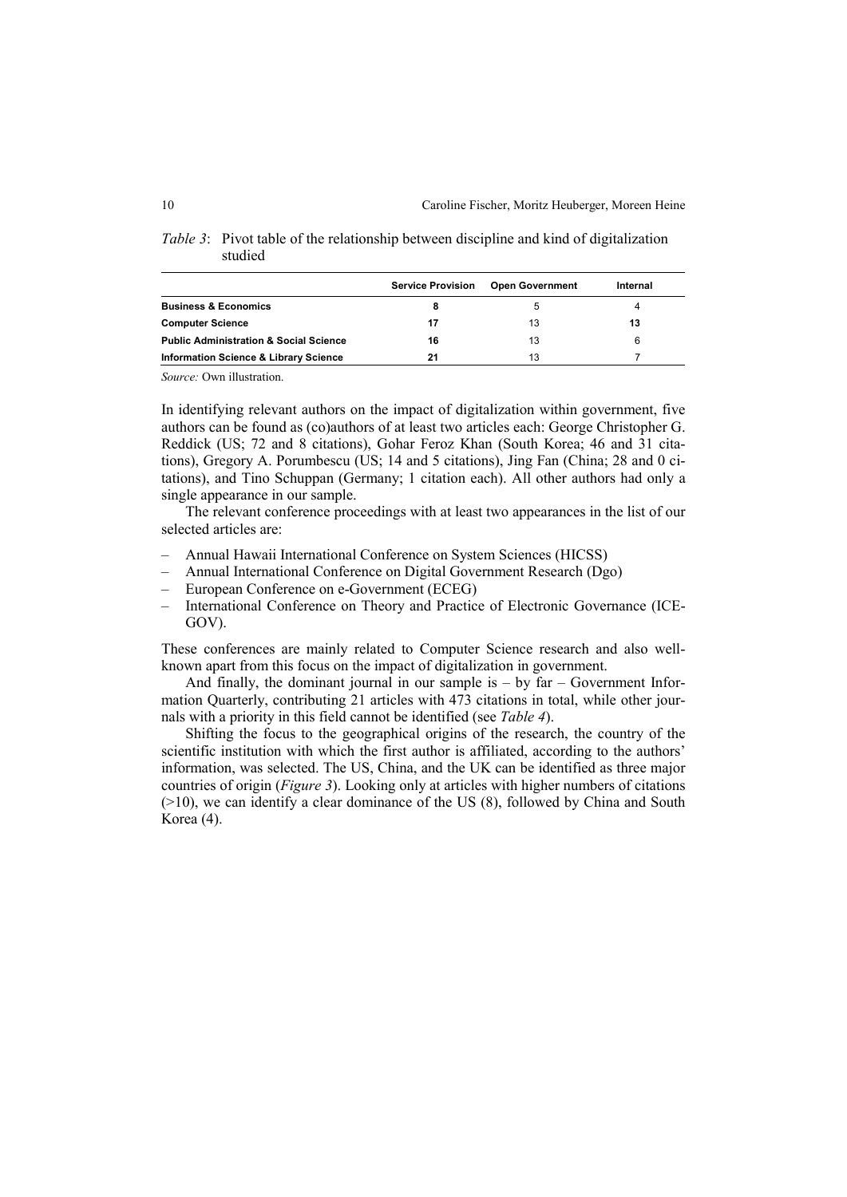*Table 3*: Pivot table of the relationship between discipline and kind of digitalization studied

| | Service Provision | Open Government | Internal |
|---|---|---|---|
| **Business & Economics** | **8** | 5 | 4 |
| **Computer Science** | **17** | 13 | **13** |
| **Public Administration & Social Science** | **16** | 13 | 6 |
| **Information Science & Library Science** | **21** | 13 | 7 |

*Source:* Own illustration.

In identifying relevant authors on the impact of digitalization within government, five authors can be found as (co)authors of at least two articles each: George Christopher G. Reddick (US; 72 and 8 citations), Gohar Feroz Khan (South Korea; 46 and 31 citations), Gregory A. Porumbescu (US; 14 and 5 citations), Jing Fan (China; 28 and 0 citations), and Tino Schuppan (Germany; 1 citation each). All other authors had only a single appearance in our sample.

The relevant conference proceedings with at least two appearances in the list of our selected articles are:

- Annual Hawaii International Conference on System Sciences (HICSS)
- Annual International Conference on Digital Government Research (Dgo)
- European Conference on e-Government (ECEG)
- International Conference on Theory and Practice of Electronic Governance (ICEGOV).

These conferences are mainly related to Computer Science research and also well-known apart from this focus on the impact of digitalization in government.

And finally, the dominant journal in our sample is – by far – Government Information Quarterly, contributing 21 articles with 473 citations in total, while other journals with a priority in this field cannot be identified (see *Table 4*).

Shifting the focus to the geographical origins of the research, the country of the scientific institution with which the first author is affiliated, according to the authors' information, was selected. The US, China, and the UK can be identified as three major countries of origin (*Figure 3*). Looking only at articles with higher numbers of citations (>10), we can identify a clear dominance of the US (8), followed by China and South Korea (4).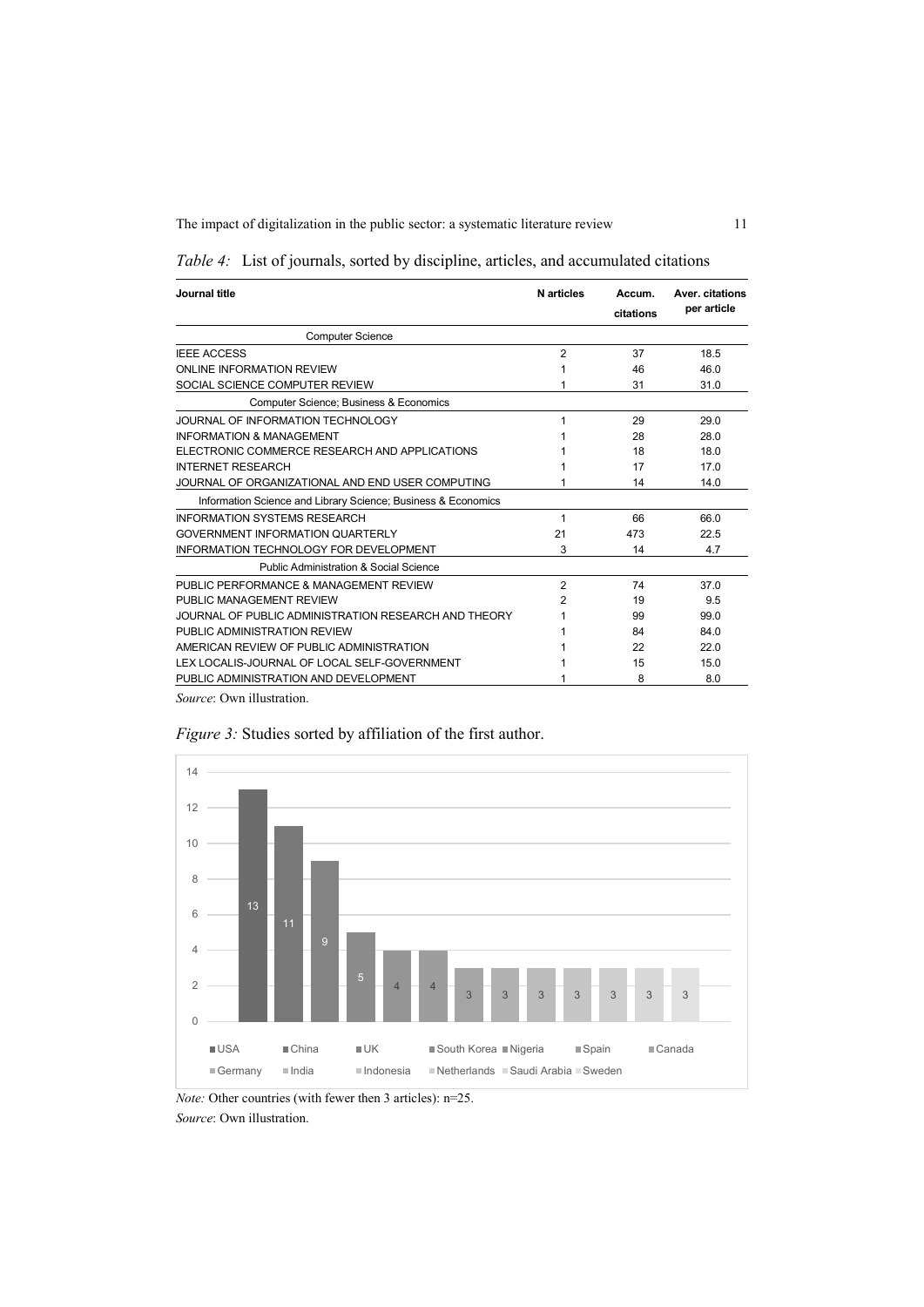*Table 4:* List of journals, sorted by discipline, articles, and accumulated citations

| Journal title | N articles | Accum. citations | Aver. citations per article |
|---|---|---|---|
| Computer Science | | | |
| IEEE ACCESS | 2 | 37 | 18.5 |
| ONLINE INFORMATION REVIEW | 1 | 46 | 46.0 |
| SOCIAL SCIENCE COMPUTER REVIEW | 1 | 31 | 31.0 |
| Computer Science; Business & Economics | | | |
| JOURNAL OF INFORMATION TECHNOLOGY | 1 | 29 | 29.0 |
| INFORMATION & MANAGEMENT | 1 | 28 | 28.0 |
| ELECTRONIC COMMERCE RESEARCH AND APPLICATIONS | 1 | 18 | 18.0 |
| INTERNET RESEARCH | 1 | 17 | 17.0 |
| JOURNAL OF ORGANIZATIONAL AND END USER COMPUTING | 1 | 14 | 14.0 |
| Information Science and Library Science; Business & Economics | | | |
| INFORMATION SYSTEMS RESEARCH | 1 | 66 | 66.0 |
| GOVERNMENT INFORMATION QUARTERLY | 21 | 473 | 22.5 |
| INFORMATION TECHNOLOGY FOR DEVELOPMENT | 3 | 14 | 4.7 |
| Public Administration & Social Science | | | |
| PUBLIC PERFORMANCE & MANAGEMENT REVIEW | 2 | 74 | 37.0 |
| PUBLIC MANAGEMENT REVIEW | 2 | 19 | 9.5 |
| JOURNAL OF PUBLIC ADMINISTRATION RESEARCH AND THEORY | 1 | 99 | 99.0 |
| PUBLIC ADMINISTRATION REVIEW | 1 | 84 | 84.0 |
| AMERICAN REVIEW OF PUBLIC ADMINISTRATION | 1 | 22 | 22.0 |
| LEX LOCALIS-JOURNAL OF LOCAL SELF-GOVERNMENT | 1 | 15 | 15.0 |
| PUBLIC ADMINISTRATION AND DEVELOPMENT | 1 | 8 | 8.0 |

*Source*: Own illustration.

*Figure 3:* Studies sorted by affiliation of the first author.

| Country | Articles |
|---|---|
| USA | 13 |
| China | 11 |
| UK | 9 |
| South Korea | 5 |
| Nigeria | 4 |
| Spain | 4 |
| Canada | 3 |
| Germany | 3 |
| India | 3 |
| Indonesia | 3 |
| Netherlands | 3 |
| Saudi Arabia | 3 |
| Sweden | 3 |

*Note:* Other countries (with fewer then 3 articles): n=25.

*Source*: Own illustration.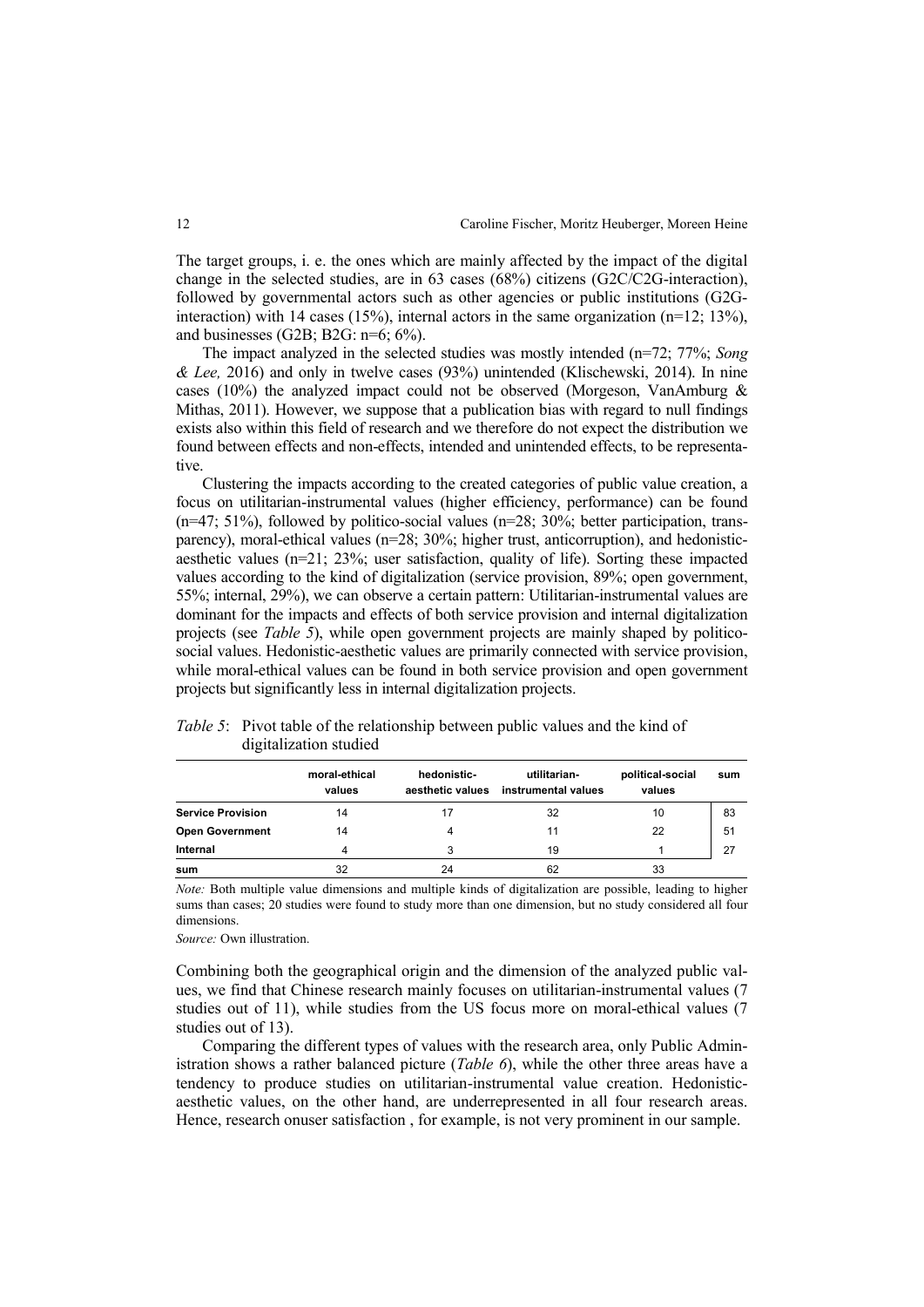The target groups, i. e. the ones which are mainly affected by the impact of the digital change in the selected studies, are in 63 cases (68%) citizens (G2C/C2G-interaction), followed by governmental actors such as other agencies or public institutions (G2G-interaction) with 14 cases (15%), internal actors in the same organization (n=12; 13%), and businesses (G2B; B2G: n=6; 6%).

The impact analyzed in the selected studies was mostly intended (n=72; 77%; *Song & Lee,* 2016) and only in twelve cases (93%) unintended (Klischewski, 2014). In nine cases (10%) the analyzed impact could not be observed (Morgeson, VanAmburg & Mithas, 2011). However, we suppose that a publication bias with regard to null findings exists also within this field of research and we therefore do not expect the distribution we found between effects and non-effects, intended and unintended effects, to be representative.

Clustering the impacts according to the created categories of public value creation, a focus on utilitarian-instrumental values (higher efficiency, performance) can be found (n=47; 51%), followed by politico-social values (n=28; 30%; better participation, transparency), moral-ethical values (n=28; 30%; higher trust, anticorruption), and hedonistic-aesthetic values (n=21; 23%; user satisfaction, quality of life). Sorting these impacted values according to the kind of digitalization (service provision, 89%; open government, 55%; internal, 29%), we can observe a certain pattern: Utilitarian-instrumental values are dominant for the impacts and effects of both service provision and internal digitalization projects (see *Table 5*), while open government projects are mainly shaped by politico-social values. Hedonistic-aesthetic values are primarily connected with service provision, while moral-ethical values can be found in both service provision and open government projects but significantly less in internal digitalization projects.

*Table 5*: Pivot table of the relationship between public values and the kind of digitalization studied

| | moral-ethical values | hedonistic-aesthetic values | utilitarian-instrumental values | political-social values | sum |
|---|---|---|---|---|---|
| **Service Provision** | 14 | 17 | 32 | 10 | 83 |
| **Open Government** | 14 | 4 | 11 | 22 | 51 |
| **Internal** | 4 | 3 | 19 | 1 | 27 |
| **sum** | 32 | 24 | 62 | 33 | |

*Note:* Both multiple value dimensions and multiple kinds of digitalization are possible, leading to higher sums than cases; 20 studies were found to study more than one dimension, but no study considered all four dimensions.

*Source:* Own illustration.

Combining both the geographical origin and the dimension of the analyzed public values, we find that Chinese research mainly focuses on utilitarian-instrumental values (7 studies out of 11), while studies from the US focus more on moral-ethical values (7 studies out of 13).

Comparing the different types of values with the research area, only Public Administration shows a rather balanced picture (*Table 6*), while the other three areas have a tendency to produce studies on utilitarian-instrumental value creation. Hedonistic-aesthetic values, on the other hand, are underrepresented in all four research areas. Hence, research onuser satisfaction , for example, is not very prominent in our sample.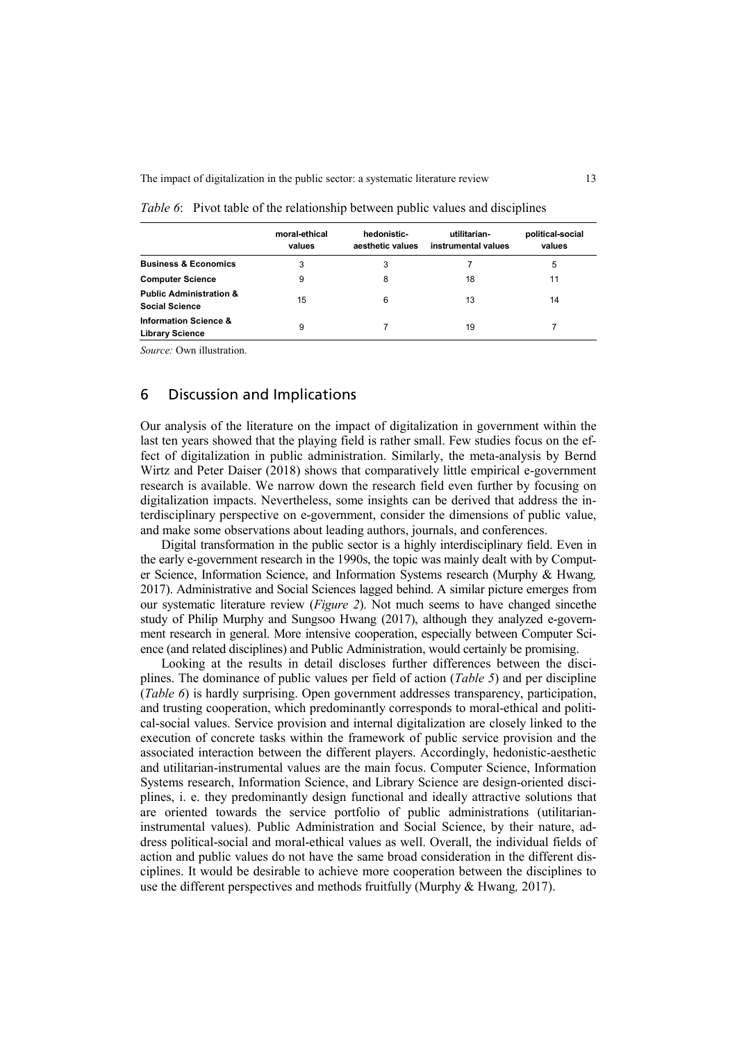*Table 6*: Pivot table of the relationship between public values and disciplines

| | moral-ethical values | hedonistic-aesthetic values | utilitarian-instrumental values | political-social values |
|---|---|---|---|---|
| **Business & Economics** | 3 | 3 | 7 | 5 |
| **Computer Science** | 9 | 8 | 18 | 11 |
| **Public Administration & Social Science** | 15 | 6 | 13 | 14 |
| **Information Science & Library Science** | 9 | 7 | 19 | 7 |

*Source:* Own illustration.

## 6 Discussion and Implications

Our analysis of the literature on the impact of digitalization in government within the last ten years showed that the playing field is rather small. Few studies focus on the effect of digitalization in public administration. Similarly, the meta-analysis by Bernd Wirtz and Peter Daiser (2018) shows that comparatively little empirical e-government research is available. We narrow down the research field even further by focusing on digitalization impacts. Nevertheless, some insights can be derived that address the interdisciplinary perspective on e-government, consider the dimensions of public value, and make some observations about leading authors, journals, and conferences.

Digital transformation in the public sector is a highly interdisciplinary field. Even in the early e-government research in the 1990s, the topic was mainly dealt with by Computer Science, Information Science, and Information Systems research (Murphy & Hwang*,* 2017). Administrative and Social Sciences lagged behind. A similar picture emerges from our systematic literature review (*Figure 2*). Not much seems to have changed sincethe study of Philip Murphy and Sungsoo Hwang (2017), although they analyzed e-government research in general. More intensive cooperation, especially between Computer Science (and related disciplines) and Public Administration, would certainly be promising.

Looking at the results in detail discloses further differences between the disciplines. The dominance of public values per field of action (*Table 5*) and per discipline (*Table 6*) is hardly surprising. Open government addresses transparency, participation, and trusting cooperation, which predominantly corresponds to moral-ethical and political-social values. Service provision and internal digitalization are closely linked to the execution of concrete tasks within the framework of public service provision and the associated interaction between the different players. Accordingly, hedonistic-aesthetic and utilitarian-instrumental values are the main focus. Computer Science, Information Systems research, Information Science, and Library Science are design-oriented disciplines, i. e. they predominantly design functional and ideally attractive solutions that are oriented towards the service portfolio of public administrations (utilitarian-instrumental values). Public Administration and Social Science, by their nature, address political-social and moral-ethical values as well. Overall, the individual fields of action and public values do not have the same broad consideration in the different disciplines. It would be desirable to achieve more cooperation between the disciplines to use the different perspectives and methods fruitfully (Murphy & Hwang*,* 2017).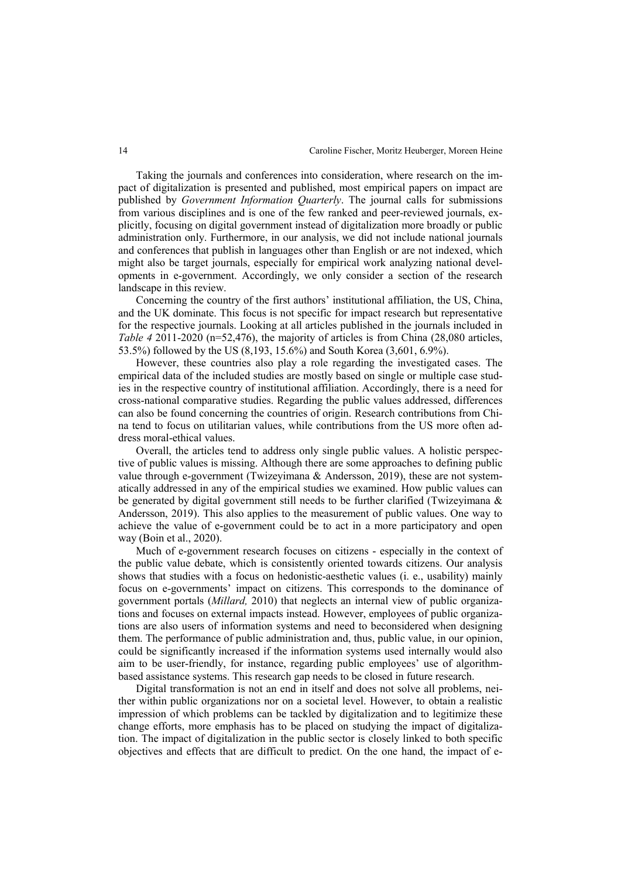Taking the journals and conferences into consideration, where research on the impact of digitalization is presented and published, most empirical papers on impact are published by *Government Information Quarterly*. The journal calls for submissions from various disciplines and is one of the few ranked and peer-reviewed journals, explicitly, focusing on digital government instead of digitalization more broadly or public administration only. Furthermore, in our analysis, we did not include national journals and conferences that publish in languages other than English or are not indexed, which might also be target journals, especially for empirical work analyzing national developments in e-government. Accordingly, we only consider a section of the research landscape in this review.

Concerning the country of the first authors' institutional affiliation, the US, China, and the UK dominate. This focus is not specific for impact research but representative for the respective journals. Looking at all articles published in the journals included in *Table 4* 2011-2020 (n=52,476), the majority of articles is from China (28,080 articles, 53.5%) followed by the US (8,193, 15.6%) and South Korea (3,601, 6.9%).

However, these countries also play a role regarding the investigated cases. The empirical data of the included studies are mostly based on single or multiple case studies in the respective country of institutional affiliation. Accordingly, there is a need for cross-national comparative studies. Regarding the public values addressed, differences can also be found concerning the countries of origin. Research contributions from China tend to focus on utilitarian values, while contributions from the US more often address moral-ethical values.

Overall, the articles tend to address only single public values. A holistic perspective of public values is missing. Although there are some approaches to defining public value through e-government (Twizeyimana & Andersson, 2019), these are not systematically addressed in any of the empirical studies we examined. How public values can be generated by digital government still needs to be further clarified (Twizeyimana & Andersson, 2019). This also applies to the measurement of public values. One way to achieve the value of e-government could be to act in a more participatory and open way (Boin et al., 2020).

Much of e-government research focuses on citizens - especially in the context of the public value debate, which is consistently oriented towards citizens. Our analysis shows that studies with a focus on hedonistic-aesthetic values (i. e., usability) mainly focus on e-governments' impact on citizens. This corresponds to the dominance of government portals (*Millard,* 2010) that neglects an internal view of public organizations and focuses on external impacts instead. However, employees of public organizations are also users of information systems and need to beconsidered when designing them. The performance of public administration and, thus, public value, in our opinion, could be significantly increased if the information systems used internally would also aim to be user-friendly, for instance, regarding public employees' use of algorithm-based assistance systems. This research gap needs to be closed in future research.

Digital transformation is not an end in itself and does not solve all problems, neither within public organizations nor on a societal level. However, to obtain a realistic impression of which problems can be tackled by digitalization and to legitimize these change efforts, more emphasis has to be placed on studying the impact of digitalization. The impact of digitalization in the public sector is closely linked to both specific objectives and effects that are difficult to predict. On the one hand, the impact of e-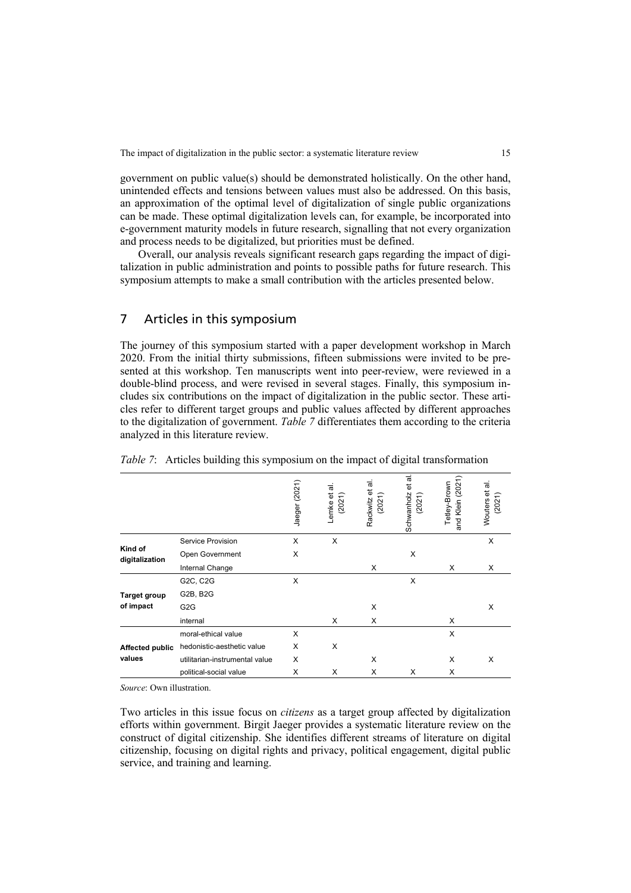government on public value(s) should be demonstrated holistically. On the other hand, unintended effects and tensions between values must also be addressed. On this basis, an approximation of the optimal level of digitalization of single public organizations can be made. These optimal digitalization levels can, for example, be incorporated into e-government maturity models in future research, signalling that not every organization and process needs to be digitalized, but priorities must be defined.

Overall, our analysis reveals significant research gaps regarding the impact of digitalization in public administration and points to possible paths for future research. This symposium attempts to make a small contribution with the articles presented below.

## 7 Articles in this symposium

The journey of this symposium started with a paper development workshop in March 2020. From the initial thirty submissions, fifteen submissions were invited to be presented at this workshop. Ten manuscripts went into peer-review, were reviewed in a double-blind process, and were revised in several stages. Finally, this symposium includes six contributions on the impact of digitalization in the public sector. These articles refer to different target groups and public values affected by different approaches to the digitalization of government. *Table 7* differentiates them according to the criteria analyzed in this literature review.

*Table 7*: Articles building this symposium on the impact of digital transformation

| | | Jaeger (2021) | Lemke et al. (2021) | Rackwitz et al. (2021) | Schwanholz et al. (2021) | Tetley-Brown and Klein (2021) | Wouters et al. (2021) |
|---|---|---|---|---|---|---|---|
| **Kind of digitalization** | Service Provision | X | X | | | | X |
| | Open Government | X | | | X | | |
| | Internal Change | | | X | | X | X |
| **Target group of impact** | G2C, C2G | X | | | X | | |
| | G2B, B2G | | | | | | |
| | G2G | | | X | | | X |
| | internal | | X | X | | X | |
| **Affected public values** | moral-ethical value | X | | | | X | |
| | hedonistic-aesthetic value | X | X | | | | |
| | utilitarian-instrumental value | X | | X | | X | X |
| | political-social value | X | X | X | X | X | |

*Source*: Own illustration.

Two articles in this issue focus on *citizens* as a target group affected by digitalization efforts within government. Birgit Jaeger provides a systematic literature review on the construct of digital citizenship. She identifies different streams of literature on digital citizenship, focusing on digital rights and privacy, political engagement, digital public service, and training and learning.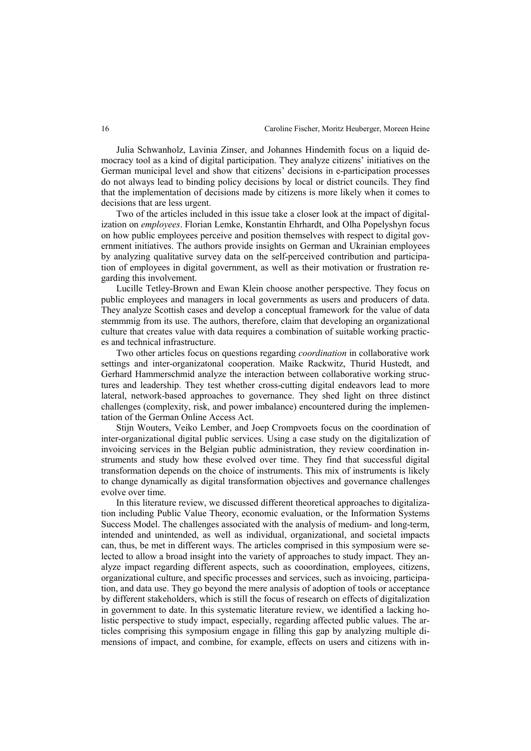Julia Schwanholz, Lavinia Zinser, and Johannes Hindemith focus on a liquid democracy tool as a kind of digital participation. They analyze citizens' initiatives on the German municipal level and show that citizens' decisions in e-participation processes do not always lead to binding policy decisions by local or district councils. They find that the implementation of decisions made by citizens is more likely when it comes to decisions that are less urgent.

Two of the articles included in this issue take a closer look at the impact of digitalization on *employees*. Florian Lemke, Konstantin Ehrhardt, and Olha Popelyshyn focus on how public employees perceive and position themselves with respect to digital government initiatives. The authors provide insights on German and Ukrainian employees by analyzing qualitative survey data on the self-perceived contribution and participation of employees in digital government, as well as their motivation or frustration regarding this involvement.

Lucille Tetley-Brown and Ewan Klein choose another perspective. They focus on public employees and managers in local governments as users and producers of data. They analyze Scottish cases and develop a conceptual framework for the value of data stemmmig from its use. The authors, therefore, claim that developing an organizational culture that creates value with data requires a combination of suitable working practices and technical infrastructure.

Two other articles focus on questions regarding *coordination* in collaborative work settings and inter-organizatonal cooperation. Maike Rackwitz, Thurid Hustedt, and Gerhard Hammerschmid analyze the interaction between collaborative working structures and leadership. They test whether cross-cutting digital endeavors lead to more lateral, network-based approaches to governance. They shed light on three distinct challenges (complexity, risk, and power imbalance) encountered during the implementation of the German Online Access Act.

Stijn Wouters, Veiko Lember, and Joep Crompvoets focus on the coordination of inter-organizational digital public services. Using a case study on the digitalization of invoicing services in the Belgian public administration, they review coordination instruments and study how these evolved over time. They find that successful digital transformation depends on the choice of instruments. This mix of instruments is likely to change dynamically as digital transformation objectives and governance challenges evolve over time.

In this literature review, we discussed different theoretical approaches to digitalization including Public Value Theory, economic evaluation, or the Information Systems Success Model. The challenges associated with the analysis of medium- and long-term, intended and unintended, as well as individual, organizational, and societal impacts can, thus, be met in different ways. The articles comprised in this symposium were selected to allow a broad insight into the variety of approaches to study impact. They analyze impact regarding different aspects, such as cooordination, employees, citizens, organizational culture, and specific processes and services, such as invoicing, participation, and data use. They go beyond the mere analysis of adoption of tools or acceptance by different stakeholders, which is still the focus of research on effects of digitalization in government to date. In this systematic literature review, we identified a lacking holistic perspective to study impact, especially, regarding affected public values. The articles comprising this symposium engage in filling this gap by analyzing multiple dimensions of impact, and combine, for example, effects on users and citizens with in-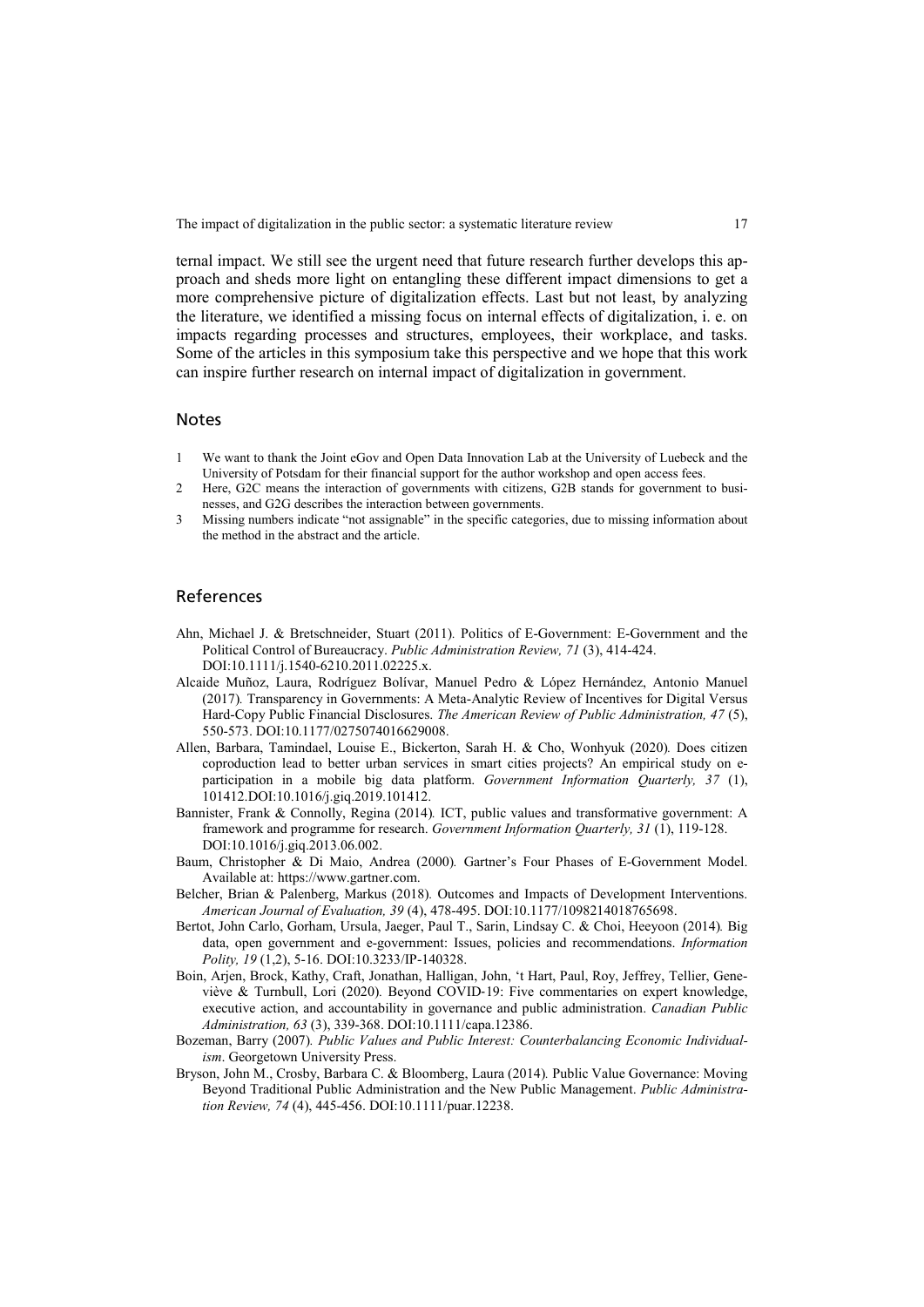ternal impact. We still see the urgent need that future research further develops this approach and sheds more light on entangling these different impact dimensions to get a more comprehensive picture of digitalization effects. Last but not least, by analyzing the literature, we identified a missing focus on internal effects of digitalization, i. e. on impacts regarding processes and structures, employees, their workplace, and tasks. Some of the articles in this symposium take this perspective and we hope that this work can inspire further research on internal impact of digitalization in government.

## Notes

1. We want to thank the Joint eGov and Open Data Innovation Lab at the University of Luebeck and the University of Potsdam for their financial support for the author workshop and open access fees.
2. Here, G2C means the interaction of governments with citizens, G2B stands for government to businesses, and G2G describes the interaction between governments.
3. Missing numbers indicate "not assignable" in the specific categories, due to missing information about the method in the abstract and the article.

## References

Ahn, Michael J. & Bretschneider, Stuart (2011). Politics of E-Government: E-Government and the Political Control of Bureaucracy. *Public Administration Review, 71* (3), 414-424. DOI:10.1111/j.1540-6210.2011.02225.x.

Alcaide Muñoz, Laura, Rodríguez Bolívar, Manuel Pedro & López Hernández, Antonio Manuel (2017). Transparency in Governments: A Meta-Analytic Review of Incentives for Digital Versus Hard-Copy Public Financial Disclosures. *The American Review of Public Administration, 47* (5), 550-573. DOI:10.1177/0275074016629008.

Allen, Barbara, Tamindael, Louise E., Bickerton, Sarah H. & Cho, Wonhyuk (2020). Does citizen coproduction lead to better urban services in smart cities projects? An empirical study on e-participation in a mobile big data platform. *Government Information Quarterly, 37* (1), 101412.DOI:10.1016/j.giq.2019.101412.

Bannister, Frank & Connolly, Regina (2014). ICT, public values and transformative government: A framework and programme for research. *Government Information Quarterly, 31* (1), 119-128. DOI:10.1016/j.giq.2013.06.002.

Baum, Christopher & Di Maio, Andrea (2000). Gartner's Four Phases of E-Government Model. Available at: https://www.gartner.com.

Belcher, Brian & Palenberg, Markus (2018). Outcomes and Impacts of Development Interventions. *American Journal of Evaluation, 39* (4), 478-495. DOI:10.1177/1098214018765698.

Bertot, John Carlo, Gorham, Ursula, Jaeger, Paul T., Sarin, Lindsay C. & Choi, Heeyoon (2014). Big data, open government and e-government: Issues, policies and recommendations. *Information Polity, 19* (1,2), 5-16. DOI:10.3233/IP-140328.

Boin, Arjen, Brock, Kathy, Craft, Jonathan, Halligan, John, 't Hart, Paul, Roy, Jeffrey, Tellier, Geneviève & Turnbull, Lori (2020). Beyond COVID-19: Five commentaries on expert knowledge, executive action, and accountability in governance and public administration. *Canadian Public Administration, 63* (3), 339-368. DOI:10.1111/capa.12386.

Bozeman, Barry (2007). *Public Values and Public Interest: Counterbalancing Economic Individualism*. Georgetown University Press.

Bryson, John M., Crosby, Barbara C. & Bloomberg, Laura (2014). Public Value Governance: Moving Beyond Traditional Public Administration and the New Public Management. *Public Administration Review, 74* (4), 445-456. DOI:10.1111/puar.12238.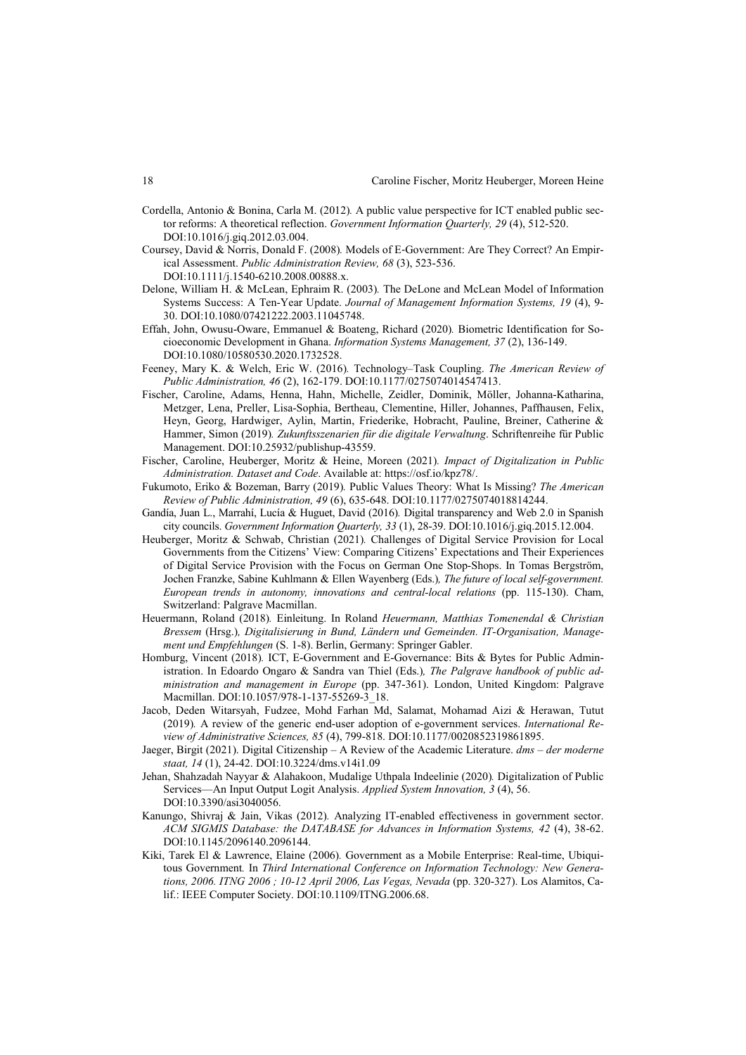Cordella, Antonio & Bonina, Carla M. (2012). A public value perspective for ICT enabled public sector reforms: A theoretical reflection. *Government Information Quarterly, 29* (4), 512-520. DOI:10.1016/j.giq.2012.03.004.

Coursey, David & Norris, Donald F. (2008). Models of E-Government: Are They Correct? An Empirical Assessment. *Public Administration Review, 68* (3), 523-536. DOI:10.1111/j.1540-6210.2008.00888.x.

Delone, William H. & McLean, Ephraim R. (2003). The DeLone and McLean Model of Information Systems Success: A Ten-Year Update. *Journal of Management Information Systems, 19* (4), 9-30. DOI:10.1080/07421222.2003.11045748.

Effah, John, Owusu-Oware, Emmanuel & Boateng, Richard (2020). Biometric Identification for Socioeconomic Development in Ghana. *Information Systems Management, 37* (2), 136-149. DOI:10.1080/10580530.2020.1732528.

Feeney, Mary K. & Welch, Eric W. (2016). Technology–Task Coupling. *The American Review of Public Administration, 46* (2), 162-179. DOI:10.1177/0275074014547413.

Fischer, Caroline, Adams, Henna, Hahn, Michelle, Zeidler, Dominik, Möller, Johanna-Katharina, Metzger, Lena, Preller, Lisa-Sophia, Bertheau, Clementine, Hiller, Johannes, Paffhausen, Felix, Heyn, Georg, Hardwiger, Aylin, Martin, Friederike, Hobracht, Pauline, Breiner, Catherine & Hammer, Simon (2019). *Zukunftsszenarien für die digitale Verwaltung*. Schriftenreihe für Public Management. DOI:10.25932/publishup-43559.

Fischer, Caroline, Heuberger, Moritz & Heine, Moreen (2021). *Impact of Digitalization in Public Administration. Dataset and Code*. Available at: https://osf.io/kpz78/.

Fukumoto, Eriko & Bozeman, Barry (2019). Public Values Theory: What Is Missing? *The American Review of Public Administration, 49* (6), 635-648. DOI:10.1177/0275074018814244.

Gandía, Juan L., Marrahí, Lucía & Huguet, David (2016). Digital transparency and Web 2.0 in Spanish city councils. *Government Information Quarterly, 33* (1), 28-39. DOI:10.1016/j.giq.2015.12.004.

Heuberger, Moritz & Schwab, Christian (2021). Challenges of Digital Service Provision for Local Governments from the Citizens' View: Comparing Citizens' Expectations and Their Experiences of Digital Service Provision with the Focus on German One Stop-Shops. In Tomas Bergström, Jochen Franzke, Sabine Kuhlmann & Ellen Wayenberg (Eds.), *The future of local self-government. European trends in autonomy, innovations and central-local relations* (pp. 115-130). Cham, Switzerland: Palgrave Macmillan.

Heuermann, Roland (2018). Einleitung. In Roland *Heuermann, Matthias Tomenendal & Christian Bressem* (Hrsg.), *Digitalisierung in Bund, Ländern und Gemeinden. IT-Organisation, Management und Empfehlungen* (S. 1-8). Berlin, Germany: Springer Gabler.

Homburg, Vincent (2018). ICT, E-Government and E-Governance: Bits & Bytes for Public Administration. In Edoardo Ongaro & Sandra van Thiel (Eds.), *The Palgrave handbook of public administration and management in Europe* (pp. 347-361). London, United Kingdom: Palgrave Macmillan. DOI:10.1057/978-1-137-55269-3_18.

Jacob, Deden Witarsyah, Fudzee, Mohd Farhan Md, Salamat, Mohamad Aizi & Herawan, Tutut (2019). A review of the generic end-user adoption of e-government services. *International Review of Administrative Sciences, 85* (4), 799-818. DOI:10.1177/0020852319861895.

Jaeger, Birgit (2021). Digital Citizenship – A Review of the Academic Literature. *dms – der moderne staat, 14* (1), 24-42. DOI:10.3224/dms.v14i1.09

Jehan, Shahzadah Nayyar & Alahakoon, Mudalige Uthpala Indeelinie (2020). Digitalization of Public Services—An Input Output Logit Analysis. *Applied System Innovation, 3* (4), 56. DOI:10.3390/asi3040056.

Kanungo, Shivraj & Jain, Vikas (2012). Analyzing IT-enabled effectiveness in government sector. *ACM SIGMIS Database: the DATABASE for Advances in Information Systems, 42* (4), 38-62. DOI:10.1145/2096140.2096144.

Kiki, Tarek El & Lawrence, Elaine (2006). Government as a Mobile Enterprise: Real-time, Ubiquitous Government. In *Third International Conference on Information Technology: New Generations, 2006. ITNG 2006 ; 10-12 April 2006, Las Vegas, Nevada* (pp. 320-327). Los Alamitos, Calif.: IEEE Computer Society. DOI:10.1109/ITNG.2006.68.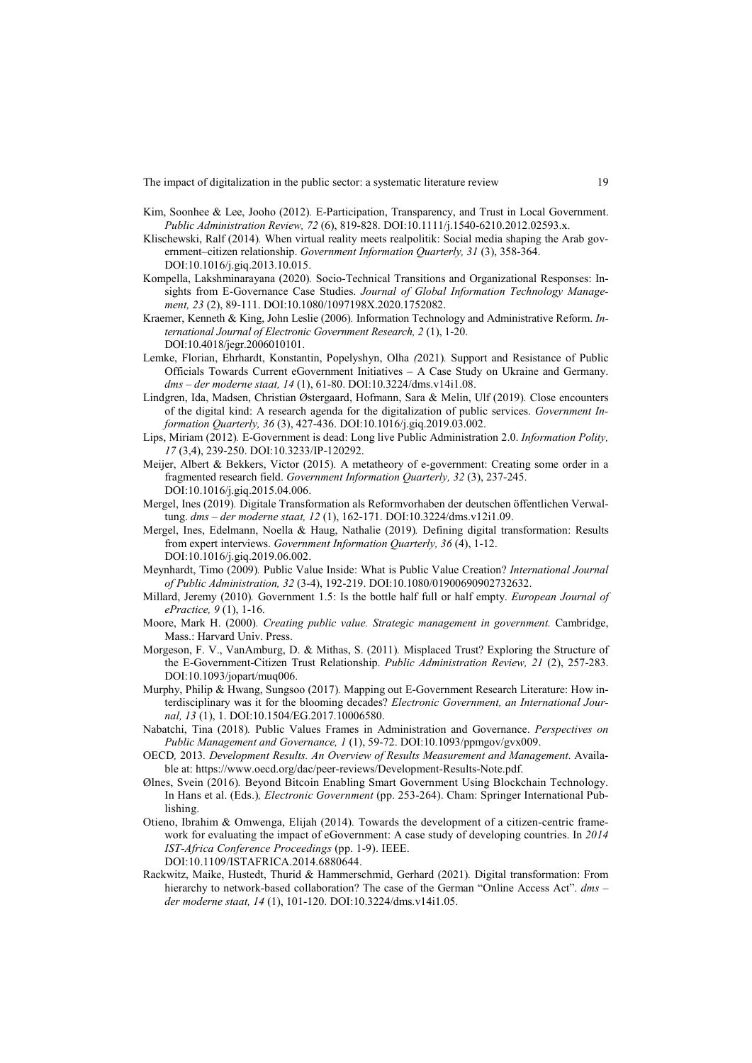Kim, Soonhee & Lee, Jooho (2012). E-Participation, Transparency, and Trust in Local Government. *Public Administration Review, 72* (6), 819-828. DOI:10.1111/j.1540-6210.2012.02593.x.

Klischewski, Ralf (2014). When virtual reality meets realpolitik: Social media shaping the Arab government–citizen relationship. *Government Information Quarterly, 31* (3), 358-364. DOI:10.1016/j.giq.2013.10.015.

Kompella, Lakshminarayana (2020). Socio-Technical Transitions and Organizational Responses: Insights from E-Governance Case Studies. *Journal of Global Information Technology Management, 23* (2), 89-111. DOI:10.1080/1097198X.2020.1752082.

Kraemer, Kenneth & King, John Leslie (2006). Information Technology and Administrative Reform. *International Journal of Electronic Government Research, 2* (1), 1-20. DOI:10.4018/jegr.2006010101.

Lemke, Florian, Ehrhardt, Konstantin, Popelyshyn, Olha (2021). Support and Resistance of Public Officials Towards Current eGovernment Initiatives – A Case Study on Ukraine and Germany. *dms – der moderne staat, 14* (1), 61-80. DOI:10.3224/dms.v14i1.08.

Lindgren, Ida, Madsen, Christian Østergaard, Hofmann, Sara & Melin, Ulf (2019). Close encounters of the digital kind: A research agenda for the digitalization of public services. *Government Information Quarterly, 36* (3), 427-436. DOI:10.1016/j.giq.2019.03.002.

Lips, Miriam (2012). E-Government is dead: Long live Public Administration 2.0. *Information Polity, 17* (3,4), 239-250. DOI:10.3233/IP-120292.

Meijer, Albert & Bekkers, Victor (2015). A metatheory of e-government: Creating some order in a fragmented research field. *Government Information Quarterly, 32* (3), 237-245. DOI:10.1016/j.giq.2015.04.006.

Mergel, Ines (2019). Digitale Transformation als Reformvorhaben der deutschen öffentlichen Verwaltung. *dms – der moderne staat, 12* (1), 162-171. DOI:10.3224/dms.v12i1.09.

Mergel, Ines, Edelmann, Noella & Haug, Nathalie (2019). Defining digital transformation: Results from expert interviews. *Government Information Quarterly, 36* (4), 1-12. DOI:10.1016/j.giq.2019.06.002.

Meynhardt, Timo (2009). Public Value Inside: What is Public Value Creation? *International Journal of Public Administration, 32* (3-4), 192-219. DOI:10.1080/01900690902732632.

Millard, Jeremy (2010). Government 1.5: Is the bottle half full or half empty. *European Journal of ePractice, 9* (1), 1-16.

Moore, Mark H. (2000). *Creating public value. Strategic management in government.* Cambridge, Mass.: Harvard Univ. Press.

Morgeson, F. V., VanAmburg, D. & Mithas, S. (2011). Misplaced Trust? Exploring the Structure of the E-Government-Citizen Trust Relationship. *Public Administration Review, 21* (2), 257-283. DOI:10.1093/jopart/muq006.

Murphy, Philip & Hwang, Sungsoo (2017). Mapping out E-Government Research Literature: How interdisciplinary was it for the blooming decades? *Electronic Government, an International Journal, 13* (1), 1. DOI:10.1504/EG.2017.10006580.

Nabatchi, Tina (2018). Public Values Frames in Administration and Governance. *Perspectives on Public Management and Governance, 1* (1), 59-72. DOI:10.1093/ppmgov/gvx009.

OECD, 2013. *Development Results. An Overview of Results Measurement and Management*. Available at: https://www.oecd.org/dac/peer-reviews/Development-Results-Note.pdf.

Ølnes, Svein (2016). Beyond Bitcoin Enabling Smart Government Using Blockchain Technology. In Hans et al. (Eds.), *Electronic Government* (pp. 253-264). Cham: Springer International Publishing.

Otieno, Ibrahim & Omwenga, Elijah (2014). Towards the development of a citizen-centric framework for evaluating the impact of eGovernment: A case study of developing countries. In *2014 IST-Africa Conference Proceedings* (pp. 1-9). IEEE. DOI:10.1109/ISTAFRICA.2014.6880644.

Rackwitz, Maike, Hustedt, Thurid & Hammerschmid, Gerhard (2021). Digital transformation: From hierarchy to network-based collaboration? The case of the German "Online Access Act". *dms – der moderne staat, 14* (1), 101-120. DOI:10.3224/dms.v14i1.05.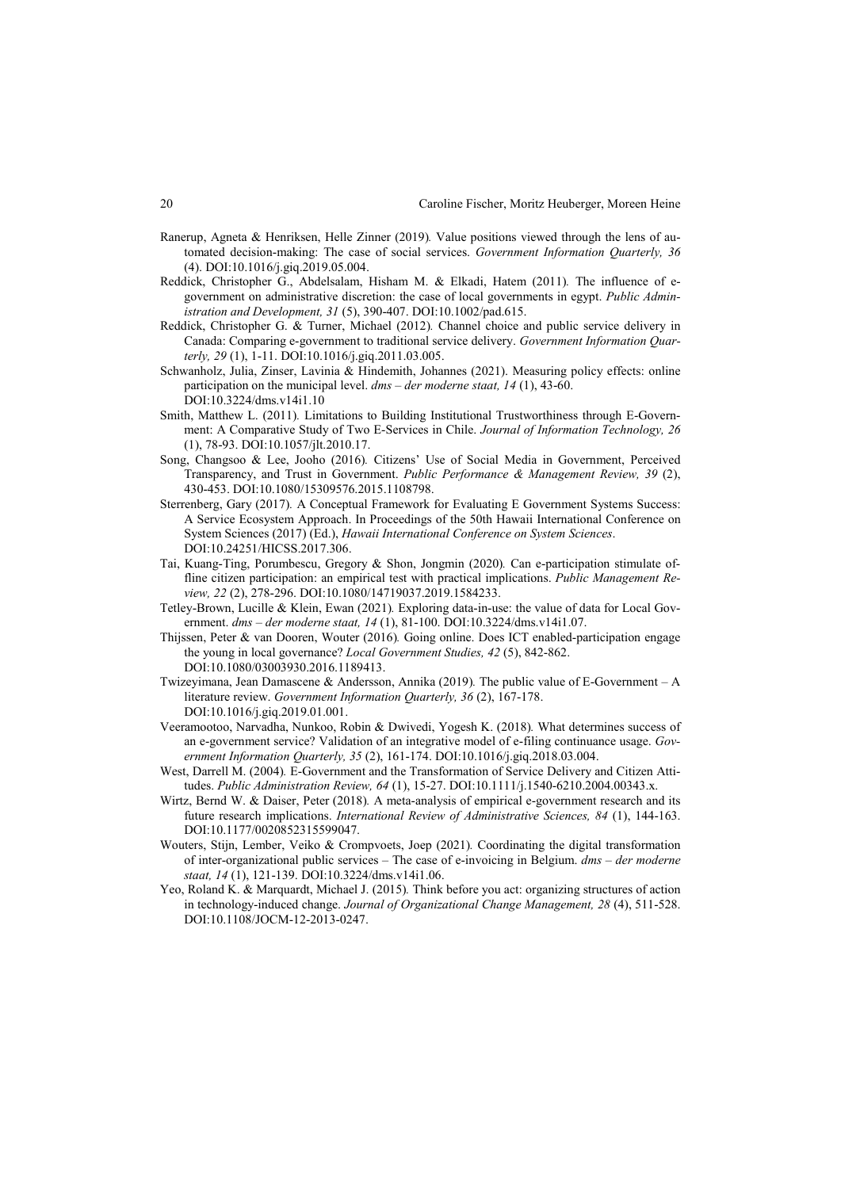Ranerup, Agneta & Henriksen, Helle Zinner (2019). Value positions viewed through the lens of automated decision-making: The case of social services. *Government Information Quarterly, 36* (4). DOI:10.1016/j.giq.2019.05.004.

Reddick, Christopher G., Abdelsalam, Hisham M. & Elkadi, Hatem (2011). The influence of e-government on administrative discretion: the case of local governments in egypt. *Public Administration and Development, 31* (5), 390-407. DOI:10.1002/pad.615.

Reddick, Christopher G. & Turner, Michael (2012). Channel choice and public service delivery in Canada: Comparing e-government to traditional service delivery. *Government Information Quarterly, 29* (1), 1-11. DOI:10.1016/j.giq.2011.03.005.

Schwanholz, Julia, Zinser, Lavinia & Hindemith, Johannes (2021). Measuring policy effects: online participation on the municipal level. *dms – der moderne staat, 14* (1), 43-60. DOI:10.3224/dms.v14i1.10

Smith, Matthew L. (2011). Limitations to Building Institutional Trustworthiness through E-Government: A Comparative Study of Two E-Services in Chile. *Journal of Information Technology, 26* (1), 78-93. DOI:10.1057/jlt.2010.17.

Song, Changsoo & Lee, Jooho (2016). Citizens' Use of Social Media in Government, Perceived Transparency, and Trust in Government. *Public Performance & Management Review, 39* (2), 430-453. DOI:10.1080/15309576.2015.1108798.

Sterrenberg, Gary (2017). A Conceptual Framework for Evaluating E Government Systems Success: A Service Ecosystem Approach. In Proceedings of the 50th Hawaii International Conference on System Sciences (2017) (Ed.), *Hawaii International Conference on System Sciences*. DOI:10.24251/HICSS.2017.306.

Tai, Kuang-Ting, Porumbescu, Gregory & Shon, Jongmin (2020). Can e-participation stimulate offline citizen participation: an empirical test with practical implications. *Public Management Review, 22* (2), 278-296. DOI:10.1080/14719037.2019.1584233.

Tetley-Brown, Lucille & Klein, Ewan (2021). Exploring data-in-use: the value of data for Local Government. *dms – der moderne staat, 14* (1), 81-100. DOI:10.3224/dms.v14i1.07.

Thijssen, Peter & van Dooren, Wouter (2016). Going online. Does ICT enabled-participation engage the young in local governance? *Local Government Studies, 42* (5), 842-862. DOI:10.1080/03003930.2016.1189413.

Twizeyimana, Jean Damascene & Andersson, Annika (2019). The public value of E-Government – A literature review. *Government Information Quarterly, 36* (2), 167-178. DOI:10.1016/j.giq.2019.01.001.

Veeramootoo, Narvadha, Nunkoo, Robin & Dwivedi, Yogesh K. (2018). What determines success of an e-government service? Validation of an integrative model of e-filing continuance usage. *Government Information Quarterly, 35* (2), 161-174. DOI:10.1016/j.giq.2018.03.004.

West, Darrell M. (2004). E-Government and the Transformation of Service Delivery and Citizen Attitudes. *Public Administration Review, 64* (1), 15-27. DOI:10.1111/j.1540-6210.2004.00343.x.

Wirtz, Bernd W. & Daiser, Peter (2018). A meta-analysis of empirical e-government research and its future research implications. *International Review of Administrative Sciences, 84* (1), 144-163. DOI:10.1177/0020852315599047.

Wouters, Stijn, Lember, Veiko & Crompvoets, Joep (2021). Coordinating the digital transformation of inter-organizational public services – The case of e-invoicing in Belgium. *dms – der moderne staat, 14* (1), 121-139. DOI:10.3224/dms.v14i1.06.

Yeo, Roland K. & Marquardt, Michael J. (2015). Think before you act: organizing structures of action in technology-induced change. *Journal of Organizational Change Management, 28* (4), 511-528. DOI:10.1108/JOCM-12-2013-0247.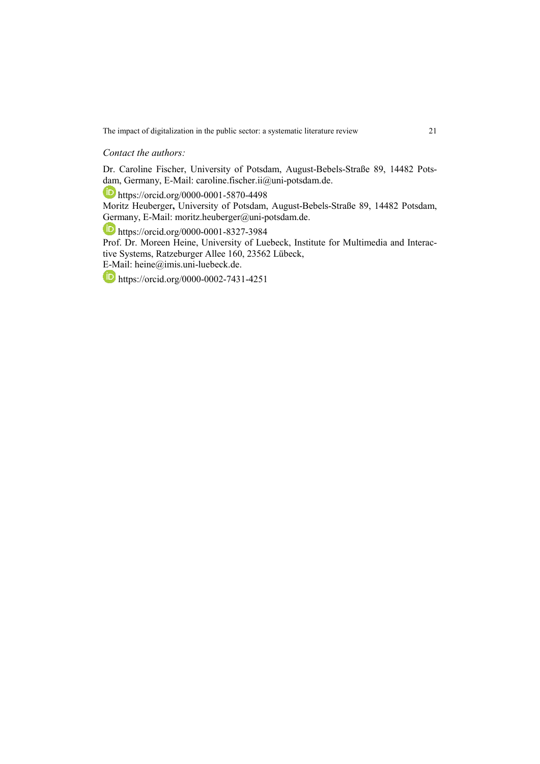*Contact the authors:*

Dr. Caroline Fischer, University of Potsdam, August-Bebels-Straße 89, 14482 Potsdam, Germany, E-Mail: caroline.fischer.ii@uni-potsdam.de.

https://orcid.org/0000-0001-5870-4498

Moritz Heuberger**,** University of Potsdam, August-Bebels-Straße 89, 14482 Potsdam, Germany, E-Mail: moritz.heuberger@uni-potsdam.de.

https://orcid.org/0000-0001-8327-3984

Prof. Dr. Moreen Heine, University of Luebeck, Institute for Multimedia and Interactive Systems, Ratzeburger Allee 160, 23562 Lübeck,
E-Mail: heine@imis.uni-luebeck.de.

https://orcid.org/0000-0002-7431-4251